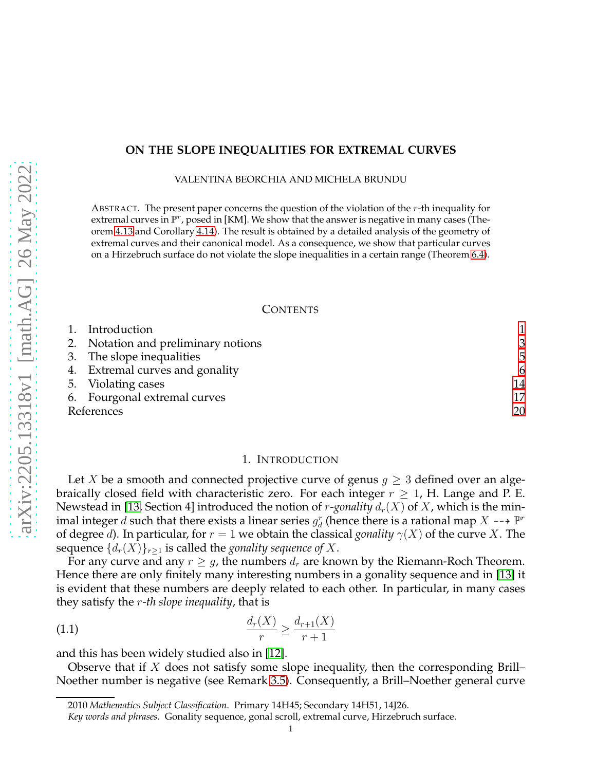# ON THE SLOPE INEQUALITIES FOR EXTREMAL CURVES

VALENTINA BEORCHIA AND MICHELA BRUNDU

ABSTRACT. The present paper concerns the question of the violation of the $r$-th inequality for extremal curves in $\mathbb{P}^r$, posed in [KM]. We show that the answer is negative in many cases (Theorem 4.13 and Corollary 4.14). The result is obtained by a detailed analysis of the geometry of extremal curves and their canonical model. As a consequence, we show that particular curves on a Hirzebruch surface do not violate the slope inequalities in a certain range (Theorem 6.4).

CONTENTS

1. Introduction 1
2. Notation and preliminary notions 3
3. The slope inequalities 5
4. Extremal curves and gonality 6
5. Violating cases 14
6. Fourgonal extremal curves 17

References 20

## 1. INTRODUCTION

Let $X$ be a smooth and connected projective curve of genus $g \geq 3$ defined over an algebraically closed field with characteristic zero. For each integer $r \geq 1$, H. Lange and P. E. Newstead in [13, Section 4] introduced the notion of *$r$-gonality* $d_r(X)$ of $X$, which is the minimal integer $d$ such that there exists a linear series $g^r_d$ (hence there is a rational map $X \dashrightarrow \mathbb{P}^r$ of degree $d$). In particular, for $r = 1$ we obtain the classical *gonality* $\gamma(X)$ of the curve $X$. The sequence $\{d_r(X)\}_{r\geq 1}$ is called the *gonality sequence of* $X$.

For any curve and any $r \geq g$, the numbers $d_r$ are known by the Riemann-Roch Theorem. Hence there are only finitely many interesting numbers in a gonality sequence and in [13] it is evident that these numbers are deeply related to each other. In particular, in many cases they satisfy the *$r$-th slope inequality*, that is

$$\frac{d_r(X)}{r} \geq \frac{d_{r+1}(X)}{r+1} \tag{1.1}$$

and this has been widely studied also in [12].

Observe that if $X$ does not satisfy some slope inequality, then the corresponding Brill–Noether number is negative (see Remark 3.5). Consequently, a Brill–Noether general curve

2010 *Mathematics Subject Classification.* Primary 14H45; Secondary 14H51, 14J26.

*Key words and phrases.* Gonality sequence, gonal scroll, extremal curve, Hirzebruch surface.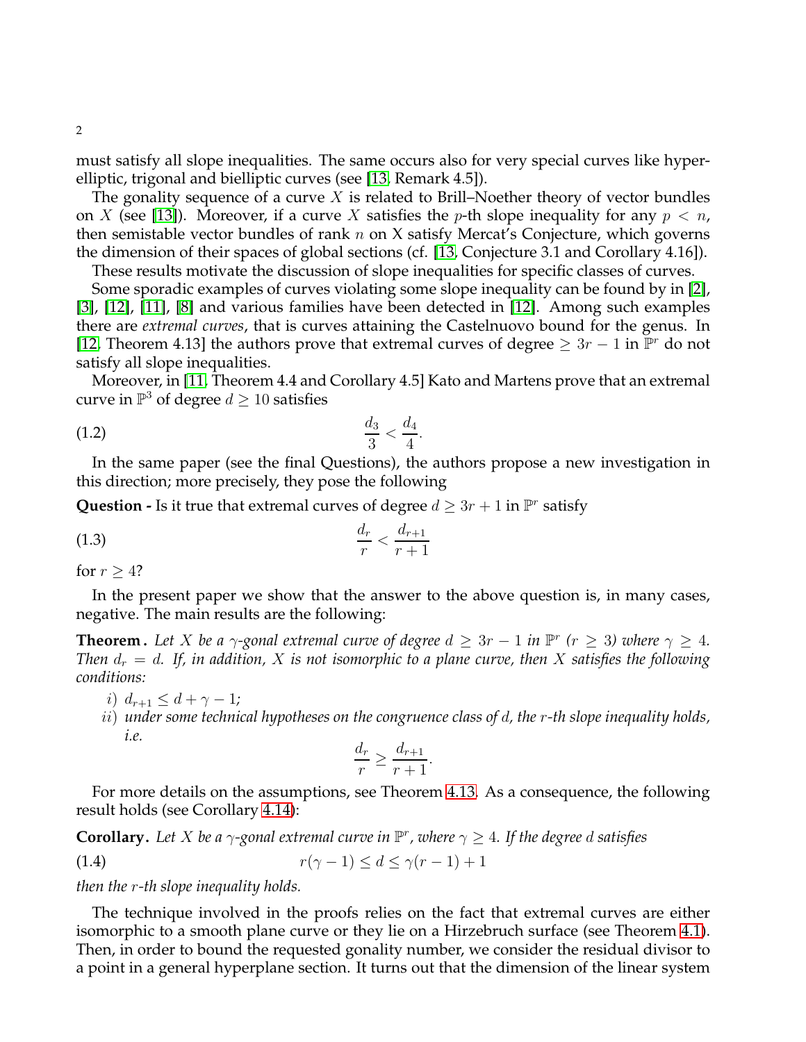must satisfy all slope inequalities. The same occurs also for very special curves like hyperelliptic, trigonal and bielliptic curves (see [13, Remark 4.5]).

The gonality sequence of a curve $X$ is related to Brill–Noether theory of vector bundles on $X$ (see [13]). Moreover, if a curve $X$ satisfies the $p$-th slope inequality for any $p < n$, then semistable vector bundles of rank $n$ on X satisfy Mercat's Conjecture, which governs the dimension of their spaces of global sections (cf. [13, Conjecture 3.1 and Corollary 4.16]).

These results motivate the discussion of slope inequalities for specific classes of curves.

Some sporadic examples of curves violating some slope inequality can be found by in [2], [3], [12], [11], [8] and various families have been detected in [12]. Among such examples there are *extremal curves*, that is curves attaining the Castelnuovo bound for the genus. In [12, Theorem 4.13] the authors prove that extremal curves of degree $\geq 3r-1$ in $\mathbb{P}^r$ do not satisfy all slope inequalities.

Moreover, in [11, Theorem 4.4 and Corollary 4.5] Kato and Martens prove that an extremal curve in $\mathbb{P}^3$ of degree $d \geq 10$ satisfies

$$\frac{d_3}{3} < \frac{d_4}{4}. \tag{1.2}$$

In the same paper (see the final Questions), the authors propose a new investigation in this direction; more precisely, they pose the following

**Question -** Is it true that extremal curves of degree $d \geq 3r+1$ in $\mathbb{P}^r$ satisfy

$$\frac{d_r}{r} < \frac{d_{r+1}}{r+1} \tag{1.3}$$

for $r \geq 4$?

In the present paper we show that the answer to the above question is, in many cases, negative. The main results are the following:

**Theorem.** *Let $X$ be a $\gamma$-gonal extremal curve of degree $d \geq 3r-1$ in $\mathbb{P}^r$ ($r \geq 3$) where $\gamma \geq 4$. Then $d_r = d$. If, in addition, $X$ is not isomorphic to a plane curve, then $X$ satisfies the following conditions:*

*i)* $d_{r+1} \leq d + \gamma - 1$;

*ii) under some technical hypotheses on the congruence class of $d$, the $r$-th slope inequality holds, i.e.*

$$\frac{d_r}{r} \geq \frac{d_{r+1}}{r+1}.$$

For more details on the assumptions, see Theorem 4.13. As a consequence, the following result holds (see Corollary 4.14):

**Corollary.** *Let $X$ be a $\gamma$-gonal extremal curve in $\mathbb{P}^r$, where $\gamma \geq 4$. If the degree $d$ satisfies*

$$r(\gamma-1) \leq d \leq \gamma(r-1)+1 \tag{1.4}$$

*then the $r$-th slope inequality holds.*

The technique involved in the proofs relies on the fact that extremal curves are either isomorphic to a smooth plane curve or they lie on a Hirzebruch surface (see Theorem 4.1). Then, in order to bound the requested gonality number, we consider the residual divisor to a point in a general hyperplane section. It turns out that the dimension of the linear system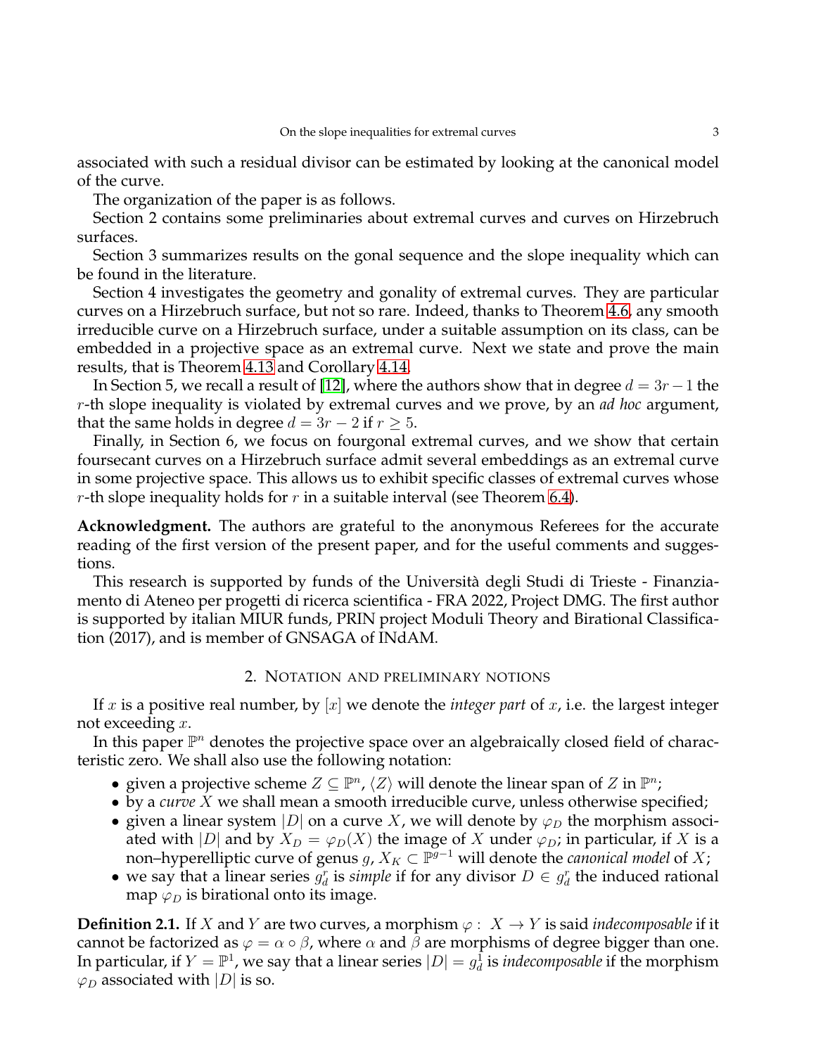associated with such a residual divisor can be estimated by looking at the canonical model of the curve.

The organization of the paper is as follows.

Section 2 contains some preliminaries about extremal curves and curves on Hirzebruch surfaces.

Section 3 summarizes results on the gonal sequence and the slope inequality which can be found in the literature.

Section 4 investigates the geometry and gonality of extremal curves. They are particular curves on a Hirzebruch surface, but not so rare. Indeed, thanks to Theorem 4.6, any smooth irreducible curve on a Hirzebruch surface, under a suitable assumption on its class, can be embedded in a projective space as an extremal curve. Next we state and prove the main results, that is Theorem 4.13 and Corollary 4.14.

In Section 5, we recall a result of [12], where the authors show that in degree $d = 3r - 1$ the $r$-th slope inequality is violated by extremal curves and we prove, by an *ad hoc* argument, that the same holds in degree $d = 3r - 2$ if $r \geq 5$.

Finally, in Section 6, we focus on fourgonal extremal curves, and we show that certain foursecant curves on a Hirzebruch surface admit several embeddings as an extremal curve in some projective space. This allows us to exhibit specific classes of extremal curves whose $r$-th slope inequality holds for $r$ in a suitable interval (see Theorem 6.4).

**Acknowledgment.** The authors are grateful to the anonymous Referees for the accurate reading of the first version of the present paper, and for the useful comments and suggestions.

This research is supported by funds of the Università degli Studi di Trieste - Finanziamento di Ateneo per progetti di ricerca scientifica - FRA 2022, Project DMG. The first author is supported by italian MIUR funds, PRIN project Moduli Theory and Birational Classification (2017), and is member of GNSAGA of INdAM.

## 2. Notation and preliminary notions

If $x$ is a positive real number, by $[x]$ we denote the *integer part* of $x$, i.e. the largest integer not exceeding $x$.

In this paper $\mathbb{P}^n$ denotes the projective space over an algebraically closed field of characteristic zero. We shall also use the following notation:

- given a projective scheme $Z \subseteq \mathbb{P}^n$, $\langle Z \rangle$ will denote the linear span of $Z$ in $\mathbb{P}^n$;
- by a *curve* $X$ we shall mean a smooth irreducible curve, unless otherwise specified;
- given a linear system $|D|$ on a curve $X$, we will denote by $\varphi_D$ the morphism associated with $|D|$ and by $X_D = \varphi_D(X)$ the image of $X$ under $\varphi_D$; in particular, if $X$ is a non–hyperelliptic curve of genus $g$, $X_K \subset \mathbb{P}^{g-1}$ will denote the *canonical model* of $X$;
- we say that a linear series $g^r_d$ is *simple* if for any divisor $D \in g^r_d$ the induced rational map $\varphi_D$ is birational onto its image.

**Definition 2.1.** If $X$ and $Y$ are two curves, a morphism $\varphi : X \to Y$ is said *indecomposable* if it cannot be factorized as $\varphi = \alpha \circ \beta$, where $\alpha$ and $\beta$ are morphisms of degree bigger than one. In particular, if $Y = \mathbb{P}^1$, we say that a linear series $|D| = g^1_d$ is *indecomposable* if the morphism $\varphi_D$ associated with $|D|$ is so.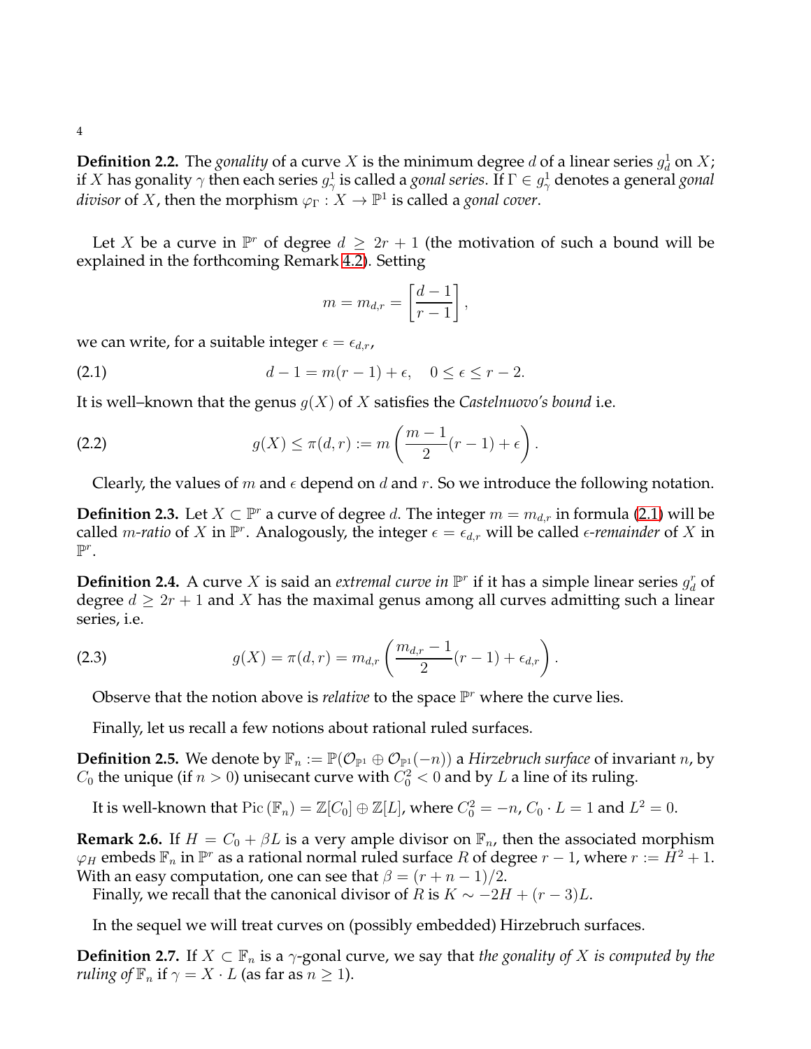**Definition 2.2.** The *gonality* of a curve $X$ is the minimum degree $d$ of a linear series $g^1_d$ on $X$; if $X$ has gonality $\gamma$ then each series $g^1_\gamma$ is called a *gonal series*. If $\Gamma \in g^1_\gamma$ denotes a general *gonal divisor* of $X$, then the morphism $\varphi_\Gamma : X \to \mathbb{P}^1$ is called a *gonal cover*.

Let $X$ be a curve in $\mathbb{P}^r$ of degree $d \geq 2r+1$ (the motivation of such a bound will be explained in the forthcoming Remark 4.2). Setting

$$m = m_{d,r} = \left[\frac{d-1}{r-1}\right],$$

we can write, for a suitable integer $\epsilon = \epsilon_{d,r}$,

$$d - 1 = m(r-1) + \epsilon, \quad 0 \leq \epsilon \leq r-2. \tag{2.1}$$

It is well–known that the genus $g(X)$ of $X$ satisfies the *Castelnuovo's bound* i.e.

$$g(X) \leq \pi(d,r) := m\left(\frac{m-1}{2}(r-1) + \epsilon\right). \tag{2.2}$$

Clearly, the values of $m$ and $\epsilon$ depend on $d$ and $r$. So we introduce the following notation.

**Definition 2.3.** Let $X \subset \mathbb{P}^r$ a curve of degree $d$. The integer $m = m_{d,r}$ in formula (2.1) will be called *$m$-ratio* of $X$ in $\mathbb{P}^r$. Analogously, the integer $\epsilon = \epsilon_{d,r}$ will be called *$\epsilon$-remainder* of $X$ in $\mathbb{P}^r$.

**Definition 2.4.** A curve $X$ is said an *extremal curve in* $\mathbb{P}^r$ if it has a simple linear series $g^r_d$ of degree $d \geq 2r+1$ and $X$ has the maximal genus among all curves admitting such a linear series, i.e.

$$g(X) = \pi(d,r) = m_{d,r}\left(\frac{m_{d,r}-1}{2}(r-1) + \epsilon_{d,r}\right). \tag{2.3}$$

Observe that the notion above is *relative* to the space $\mathbb{P}^r$ where the curve lies.

Finally, let us recall a few notions about rational ruled surfaces.

**Definition 2.5.** We denote by $\mathbb{F}_n := \mathbb{P}(\mathcal{O}_{\mathbb{P}^1} \oplus \mathcal{O}_{\mathbb{P}^1}(-n))$ a *Hirzebruch surface* of invariant $n$, by $C_0$ the unique (if $n > 0$) unisecant curve with $C_0^2 < 0$ and by $L$ a line of its ruling.

It is well-known that $\mathrm{Pic}\,(\mathbb{F}_n) = \mathbb{Z}[C_0] \oplus \mathbb{Z}[L]$, where $C_0^2 = -n$, $C_0 \cdot L = 1$ and $L^2 = 0$.

**Remark 2.6.** If $H = C_0 + \beta L$ is a very ample divisor on $\mathbb{F}_n$, then the associated morphism $\varphi_H$ embeds $\mathbb{F}_n$ in $\mathbb{P}^r$ as a rational normal ruled surface $R$ of degree $r-1$, where $r := H^2 + 1$. With an easy computation, one can see that $\beta = (r+n-1)/2$.
Finally, we recall that the canonical divisor of $R$ is $K \sim -2H + (r-3)L$.

In the sequel we will treat curves on (possibly embedded) Hirzebruch surfaces.

**Definition 2.7.** If $X \subset \mathbb{F}_n$ is a $\gamma$-gonal curve, we say that *the gonality of $X$ is computed by the ruling of* $\mathbb{F}_n$ if $\gamma = X \cdot L$ (as far as $n \geq 1$).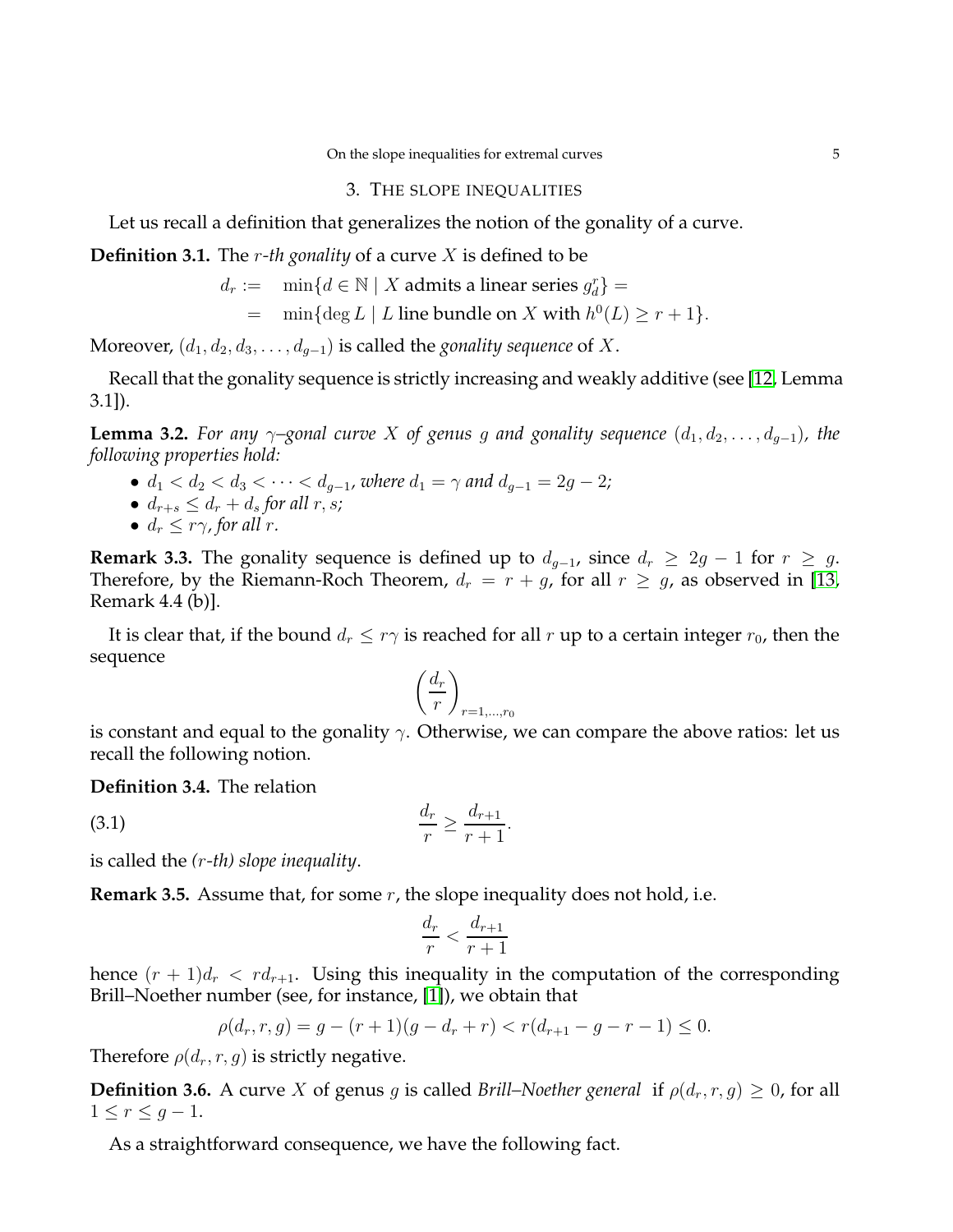## 3. The slope inequalities

Let us recall a definition that generalizes the notion of the gonality of a curve.

**Definition 3.1.** The *r-th gonality* of a curve $X$ is defined to be

$$
\begin{aligned}
d_r := &\quad \min\{d \in \mathbb{N} \mid X \text{ admits a linear series } g^r_d\} = \\
= &\quad \min\{\deg L \mid L \text{ line bundle on } X \text{ with } h^0(L) \geq r+1\}.
\end{aligned}
$$

Moreover, $(d_1, d_2, d_3, \ldots, d_{g-1})$ is called the *gonality sequence* of $X$.

Recall that the gonality sequence is strictly increasing and weakly additive (see [12, Lemma 3.1]).

**Lemma 3.2.** *For any $\gamma$–gonal curve $X$ of genus $g$ and gonality sequence $(d_1, d_2, \ldots, d_{g-1})$, the following properties hold:*

- *$d_1 < d_2 < d_3 < \cdots < d_{g-1}$, where $d_1 = \gamma$ and $d_{g-1} = 2g-2$;*
- *$d_{r+s} \leq d_r + d_s$ for all $r, s$;*
- *$d_r \leq r\gamma$, for all $r$.*

**Remark 3.3.** The gonality sequence is defined up to $d_{g-1}$, since $d_r \geq 2g-1$ for $r \geq g$. Therefore, by the Riemann-Roch Theorem, $d_r = r+g$, for all $r \geq g$, as observed in [13, Remark 4.4 (b)].

It is clear that, if the bound $d_r \leq r\gamma$ is reached for all $r$ up to a certain integer $r_0$, then the sequence

$$
\left(\frac{d_r}{r}\right)_{r=1,\ldots,r_0}
$$

is constant and equal to the gonality $\gamma$. Otherwise, we can compare the above ratios: let us recall the following notion.

**Definition 3.4.** The relation

$$
\frac{d_r}{r} \geq \frac{d_{r+1}}{r+1}. \tag{3.1}
$$

is called the *(r-th) slope inequality*.

**Remark 3.5.** Assume that, for some $r$, the slope inequality does not hold, i.e.

$$
\frac{d_r}{r} < \frac{d_{r+1}}{r+1}
$$

hence $(r+1)d_r < rd_{r+1}$. Using this inequality in the computation of the corresponding Brill–Noether number (see, for instance, [1]), we obtain that

$$
\rho(d_r, r, g) = g - (r+1)(g - d_r + r) < r(d_{r+1} - g - r - 1) \leq 0.
$$

Therefore $\rho(d_r, r, g)$ is strictly negative.

**Definition 3.6.** A curve $X$ of genus $g$ is called *Brill–Noether general* if $\rho(d_r, r, g) \geq 0$, for all $1 \leq r \leq g-1$.

As a straightforward consequence, we have the following fact.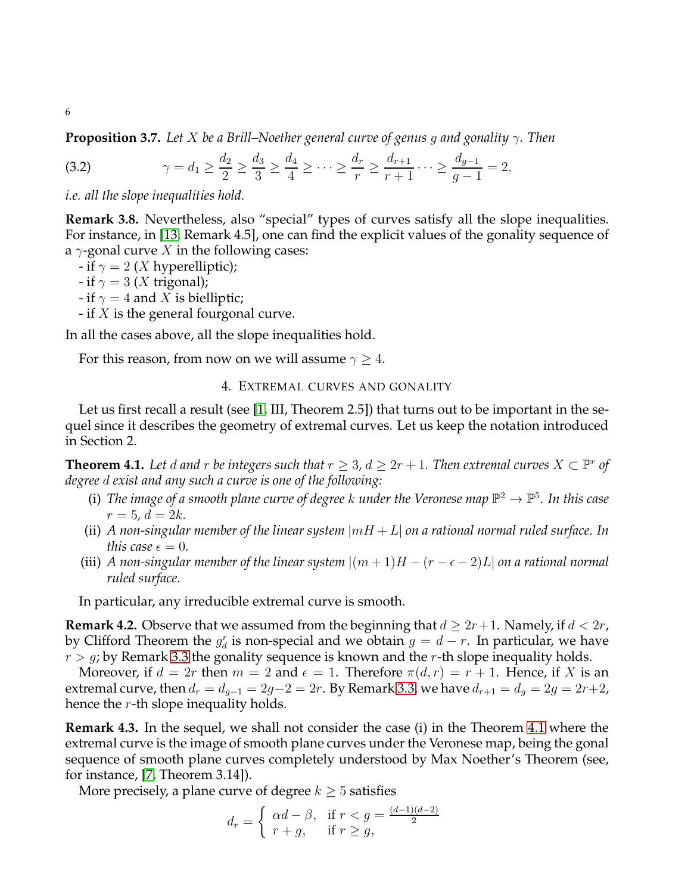**Proposition 3.7.** *Let $X$ be a Brill–Noether general curve of genus $g$ and gonality $\gamma$. Then*

$$\gamma = d_1 \geq \frac{d_2}{2} \geq \frac{d_3}{3} \geq \frac{d_4}{4} \geq \cdots \geq \frac{d_r}{r} \geq \frac{d_{r+1}}{r+1} \cdots \geq \frac{d_{g-1}}{g-1} = 2, \tag{3.2}$$

*i.e. all the slope inequalities hold.*

**Remark 3.8.** Nevertheless, also "special" types of curves satisfy all the slope inequalities. For instance, in [13, Remark 4.5], one can find the explicit values of the gonality sequence of a $\gamma$-gonal curve $X$ in the following cases:

- if $\gamma = 2$ ($X$ hyperelliptic);
- if $\gamma = 3$ ($X$ trigonal);
- if $\gamma = 4$ and $X$ is bielliptic;
- if $X$ is the general fourgonal curve.

In all the cases above, all the slope inequalities hold.

For this reason, from now on we will assume $\gamma \geq 4$.

## 4. Extremal curves and gonality

Let us first recall a result (see [1, III, Theorem 2.5]) that turns out to be important in the sequel since it describes the geometry of extremal curves. Let us keep the notation introduced in Section 2.

**Theorem 4.1.** *Let $d$ and $r$ be integers such that $r \geq 3$, $d \geq 2r+1$. Then extremal curves $X \subset \mathbb{P}^r$ of degree $d$ exist and any such a curve is one of the following:*

(i) *The image of a smooth plane curve of degree $k$ under the Veronese map $\mathbb{P}^2 \to \mathbb{P}^5$. In this case $r = 5$, $d = 2k$.*

(ii) *A non-singular member of the linear system $|mH + L|$ on a rational normal ruled surface. In this case $\epsilon = 0$.*

(iii) *A non-singular member of the linear system $|(m+1)H - (r - \epsilon - 2)L|$ on a rational normal ruled surface.*

In particular, any irreducible extremal curve is smooth.

**Remark 4.2.** Observe that we assumed from the beginning that $d \geq 2r+1$. Namely, if $d < 2r$, by Clifford Theorem the $g^r_d$ is non-special and we obtain $g = d - r$. In particular, we have $r > g$; by Remark 3.3 the gonality sequence is known and the $r$-th slope inequality holds.

Moreover, if $d = 2r$ then $m = 2$ and $\epsilon = 1$. Therefore $\pi(d,r) = r+1$. Hence, if $X$ is an extremal curve, then $d_r = d_{g-1} = 2g-2 = 2r$. By Remark 3.3 we have $d_{r+1} = d_g = 2g = 2r+2$, hence the $r$-th slope inequality holds.

**Remark 4.3.** In the sequel, we shall not consider the case (i) in the Theorem 4.1 where the extremal curve is the image of smooth plane curves under the Veronese map, being the gonal sequence of smooth plane curves completely understood by Max Noether's Theorem (see, for instance, [7, Theorem 3.14]).

More precisely, a plane curve of degree $k \geq 5$ satisfies

$$d_r = \begin{cases} \alpha d - \beta, & \text{if } r < g = \frac{(d-1)(d-2)}{2} \\ r + g, & \text{if } r \geq g, \end{cases}$$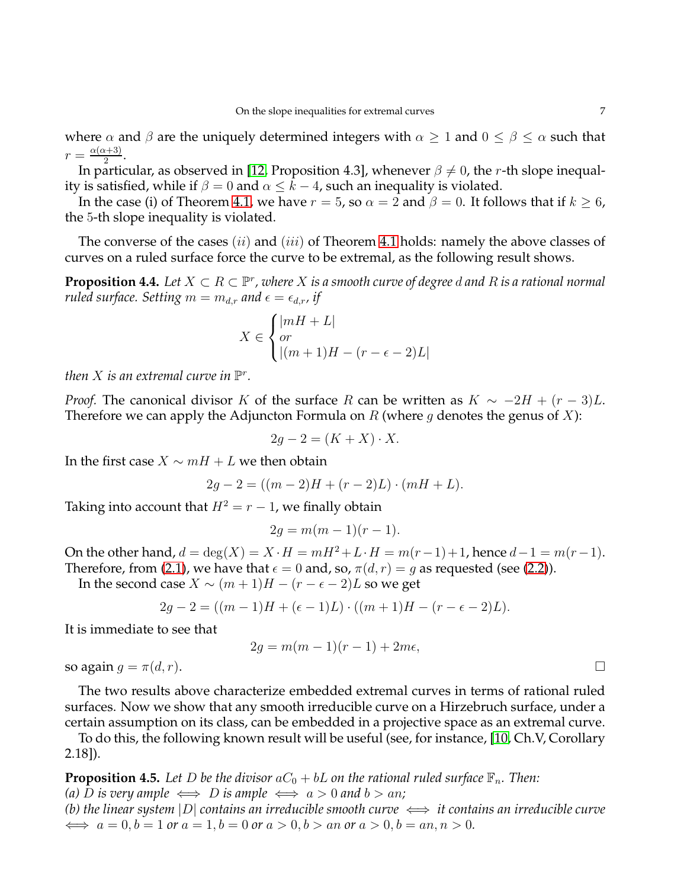where $\alpha$ and $\beta$ are the uniquely determined integers with $\alpha \geq 1$ and $0 \leq \beta \leq \alpha$ such that $r = \frac{\alpha(\alpha+3)}{2}$.

In particular, as observed in [12, Proposition 4.3], whenever $\beta \neq 0$, the $r$-th slope inequality is satisfied, while if $\beta = 0$ and $\alpha \leq k-4$, such an inequality is violated.

In the case (i) of Theorem 4.1, we have $r = 5$, so $\alpha = 2$ and $\beta = 0$. It follows that if $k \geq 6$, the 5-th slope inequality is violated.

The converse of the cases $(ii)$ and $(iii)$ of Theorem 4.1 holds: namely the above classes of curves on a ruled surface force the curve to be extremal, as the following result shows.

**Proposition 4.4.** *Let $X \subset R \subset \mathbb{P}^r$, where $X$ is a smooth curve of degree $d$ and $R$ is a rational normal ruled surface. Setting $m = m_{d,r}$ and $\epsilon = \epsilon_{d,r}$, if*

$$X \in \begin{cases} |mH + L| \\ or \\ |(m+1)H - (r-\epsilon-2)L| \end{cases}$$

*then $X$ is an extremal curve in $\mathbb{P}^r$.*

*Proof.* The canonical divisor $K$ of the surface $R$ can be written as $K \sim -2H + (r-3)L$. Therefore we can apply the Adjuncton Formula on $R$ (where $g$ denotes the genus of $X$):

$$2g - 2 = (K + X) \cdot X.$$

In the first case $X \sim mH + L$ we then obtain

$$2g - 2 = ((m-2)H + (r-2)L) \cdot (mH + L).$$

Taking into account that $H^2 = r - 1$, we finally obtain

$$2g = m(m-1)(r-1).$$

On the other hand, $d = \deg(X) = X \cdot H = mH^2 + L \cdot H = m(r-1)+1$, hence $d - 1 = m(r-1)$. Therefore, from (2.1), we have that $\epsilon = 0$ and, so, $\pi(d,r) = g$ as requested (see (2.2)).

In the second case $X \sim (m+1)H - (r-\epsilon-2)L$ so we get

$$2g - 2 = ((m-1)H + (\epsilon-1)L) \cdot ((m+1)H - (r-\epsilon-2)L).$$

It is immediate to see that

$$2g = m(m-1)(r-1) + 2m\epsilon,$$

so again $g = \pi(d,r)$. $\square$

The two results above characterize embedded extremal curves in terms of rational ruled surfaces. Now we show that any smooth irreducible curve on a Hirzebruch surface, under a certain assumption on its class, can be embedded in a projective space as an extremal curve.

To do this, the following known result will be useful (see, for instance, [10, Ch.V, Corollary 2.18]).

**Proposition 4.5.** *Let $D$ be the divisor $aC_0 + bL$ on the rational ruled surface $\mathbb{F}_n$. Then:*
*(a) $D$ is very ample $\iff$ $D$ is ample $\iff$ $a > 0$ and $b > an$;*
*(b) the linear system $|D|$ contains an irreducible smooth curve $\iff$ it contains an irreducible curve $\iff$ $a = 0, b = 1$ or $a = 1, b = 0$ or $a > 0, b > an$ or $a > 0, b = an, n > 0$.*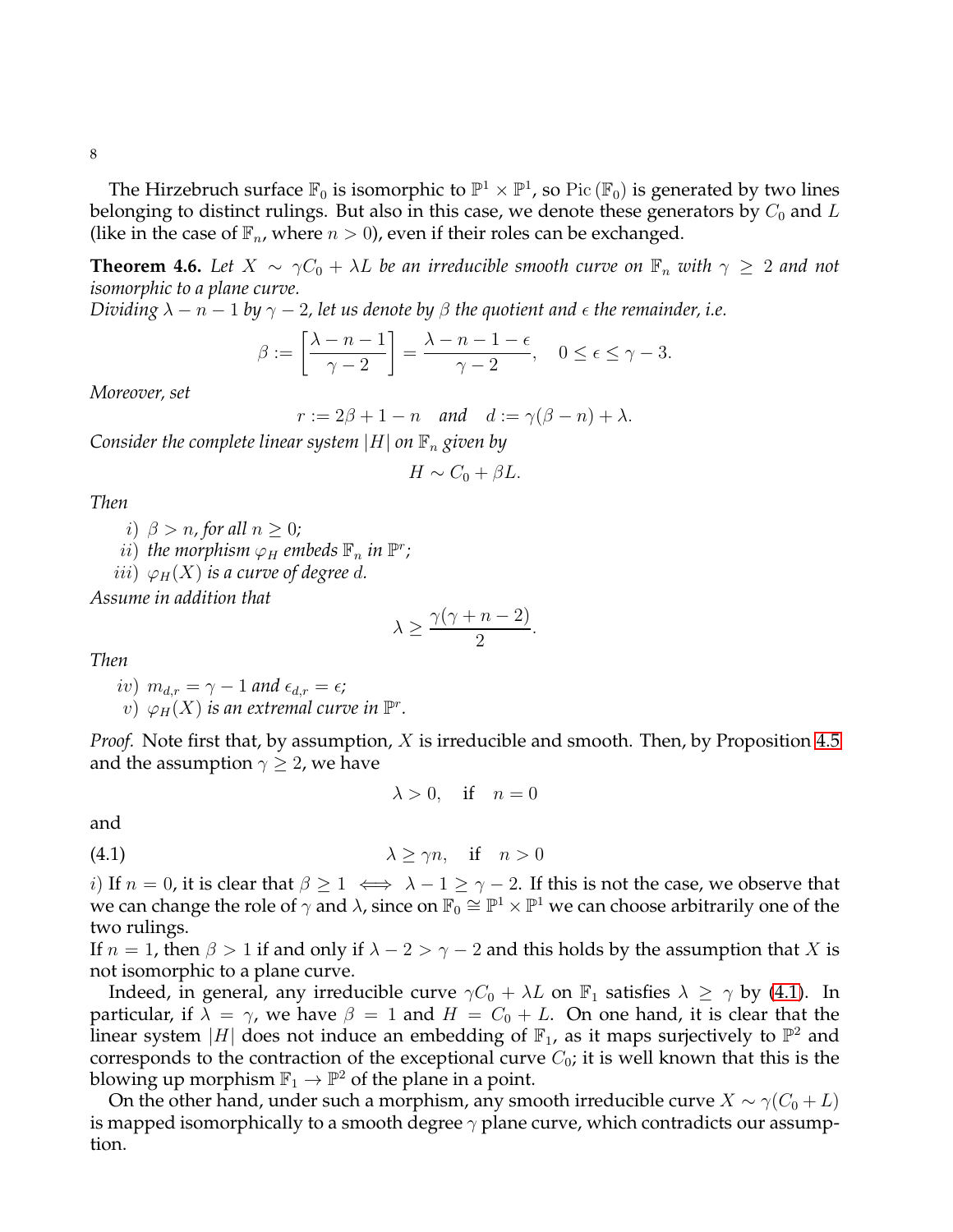The Hirzebruch surface $\mathbb{F}_0$ is isomorphic to $\mathbb{P}^1 \times \mathbb{P}^1$, so $\mathrm{Pic}(\mathbb{F}_0)$ is generated by two lines belonging to distinct rulings. But also in this case, we denote these generators by $C_0$ and $L$ (like in the case of $\mathbb{F}_n$, where $n > 0$), even if their roles can be exchanged.

**Theorem 4.6.** *Let $X \sim \gamma C_0 + \lambda L$ be an irreducible smooth curve on $\mathbb{F}_n$ with $\gamma \geq 2$ and not isomorphic to a plane curve.*
*Dividing $\lambda - n - 1$ by $\gamma - 2$, let us denote by $\beta$ the quotient and $\epsilon$ the remainder, i.e.*

$$\beta := \left[\frac{\lambda - n - 1}{\gamma - 2}\right] = \frac{\lambda - n - 1 - \epsilon}{\gamma - 2}, \quad 0 \leq \epsilon \leq \gamma - 3.$$

*Moreover, set*

$$r := 2\beta + 1 - n \quad \text{and} \quad d := \gamma(\beta - n) + \lambda.$$

*Consider the complete linear system $|H|$ on $\mathbb{F}_n$ given by*

$$H \sim C_0 + \beta L.$$

*Then*

*i) $\beta > n$, for all $n \geq 0$;*
*ii) the morphism $\varphi_H$ embeds $\mathbb{F}_n$ in $\mathbb{P}^r$;*
*iii) $\varphi_H(X)$ is a curve of degree $d$.*

*Assume in addition that*

$$\lambda \geq \frac{\gamma(\gamma + n - 2)}{2}.$$

*Then*

*iv) $m_{d,r} = \gamma - 1$ and $\epsilon_{d,r} = \epsilon$;*
*v) $\varphi_H(X)$ is an extremal curve in $\mathbb{P}^r$.*

*Proof.* Note first that, by assumption, $X$ is irreducible and smooth. Then, by Proposition 4.5 and the assumption $\gamma \geq 2$, we have

$$\lambda > 0, \quad \text{if} \quad n = 0$$

and

$$\lambda \geq \gamma n, \quad \text{if} \quad n > 0 \tag{4.1}$$

*i)* If $n = 0$, it is clear that $\beta \geq 1 \iff \lambda - 1 \geq \gamma - 2$. If this is not the case, we observe that we can change the role of $\gamma$ and $\lambda$, since on $\mathbb{F}_0 \cong \mathbb{P}^1 \times \mathbb{P}^1$ we can choose arbitrarily one of the two rulings.
If $n = 1$, then $\beta > 1$ if and only if $\lambda - 2 > \gamma - 2$ and this holds by the assumption that $X$ is not isomorphic to a plane curve.

Indeed, in general, any irreducible curve $\gamma C_0 + \lambda L$ on $\mathbb{F}_1$ satisfies $\lambda \geq \gamma$ by (4.1). In particular, if $\lambda = \gamma$, we have $\beta = 1$ and $H = C_0 + L$. On one hand, it is clear that the linear system $|H|$ does not induce an embedding of $\mathbb{F}_1$, as it maps surjectively to $\mathbb{P}^2$ and corresponds to the contraction of the exceptional curve $C_0$; it is well known that this is the blowing up morphism $\mathbb{F}_1 \to \mathbb{P}^2$ of the plane in a point.

On the other hand, under such a morphism, any smooth irreducible curve $X \sim \gamma(C_0 + L)$ is mapped isomorphically to a smooth degree $\gamma$ plane curve, which contradicts our assumption.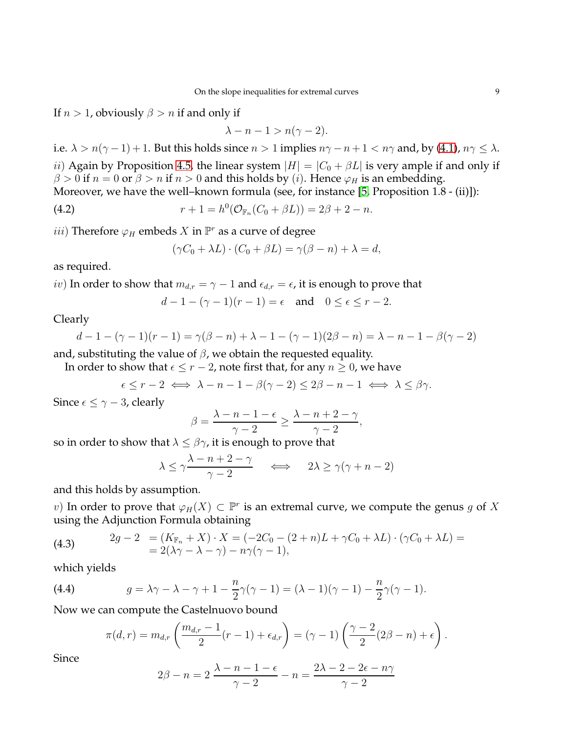If $n > 1$, obviously $\beta > n$ if and only if

$$\lambda - n - 1 > n(\gamma - 2).$$

i.e. $\lambda > n(\gamma-1)+1$. But this holds since $n > 1$ implies $n\gamma - n + 1 < n\gamma$ and, by (4.1), $n\gamma \leq \lambda$.

$ii)$ Again by Proposition 4.5, the linear system $|H| = |C_0 + \beta L|$ is very ample if and only if $\beta > 0$ if $n = 0$ or $\beta > n$ if $n > 0$ and this holds by $(i)$. Hence $\varphi_H$ is an embedding.

Moreover, we have the well–known formula (see, for instance [5, Proposition 1.8 - (ii)]):

$$r + 1 = h^0(\mathcal{O}_{\mathbb{F}_n}(C_0 + \beta L)) = 2\beta + 2 - n. \tag{4.2}$$

$iii)$ Therefore $\varphi_H$ embeds $X$ in $\mathbb{P}^r$ as a curve of degree

$$(\gamma C_0 + \lambda L) \cdot (C_0 + \beta L) = \gamma(\beta - n) + \lambda = d,$$

as required.

$iv)$ In order to show that $m_{d,r} = \gamma - 1$ and $\epsilon_{d,r} = \epsilon$, it is enough to prove that

$$d - 1 - (\gamma-1)(r-1) = \epsilon \quad \text{and} \quad 0 \leq \epsilon \leq r-2.$$

Clearly

$$d - 1 - (\gamma-1)(r-1) = \gamma(\beta - n) + \lambda - 1 - (\gamma - 1)(2\beta - n) = \lambda - n - 1 - \beta(\gamma - 2)$$

and, substituting the value of $\beta$, we obtain the requested equality.

In order to show that $\epsilon \leq r - 2$, note first that, for any $n \geq 0$, we have

$$\epsilon \leq r - 2 \iff \lambda - n - 1 - \beta(\gamma-2) \leq 2\beta - n - 1 \iff \lambda \leq \beta\gamma.$$

Since $\epsilon \leq \gamma - 3$, clearly

$$\beta = \frac{\lambda - n - 1 - \epsilon}{\gamma - 2} \geq \frac{\lambda - n + 2 - \gamma}{\gamma - 2},$$

so in order to show that $\lambda \leq \beta\gamma$, it is enough to prove that

$$\lambda \leq \gamma \frac{\lambda - n + 2 - \gamma}{\gamma - 2} \quad \iff \quad 2\lambda \geq \gamma(\gamma + n - 2)$$

and this holds by assumption.

$v)$ In order to prove that $\varphi_H(X) \subset \mathbb{P}^r$ is an extremal curve, we compute the genus $g$ of $X$ using the Adjunction Formula obtaining

$$\begin{aligned} 2g - 2 &= (K_{\mathbb{F}_n} + X) \cdot X = (-2C_0 - (2+n)L + \gamma C_0 + \lambda L) \cdot (\gamma C_0 + \lambda L) = \\ &= 2(\lambda\gamma - \lambda - \gamma) - n\gamma(\gamma - 1), \end{aligned} \tag{4.3}$$

which yields

$$g = \lambda\gamma - \lambda - \gamma + 1 - \frac{n}{2}\gamma(\gamma-1) = (\lambda - 1)(\gamma - 1) - \frac{n}{2}\gamma(\gamma - 1). \tag{4.4}$$

Now we can compute the Castelnuovo bound

$$\pi(d, r) = m_{d,r}\left(\frac{m_{d,r} - 1}{2}(r-1) + \epsilon_{d,r}\right) = (\gamma - 1)\left(\frac{\gamma-2}{2}(2\beta - n) + \epsilon\right).$$

Since

$$2\beta - n = 2\,\frac{\lambda - n - 1 - \epsilon}{\gamma - 2} - n = \frac{2\lambda - 2 - 2\epsilon - n\gamma}{\gamma - 2}$$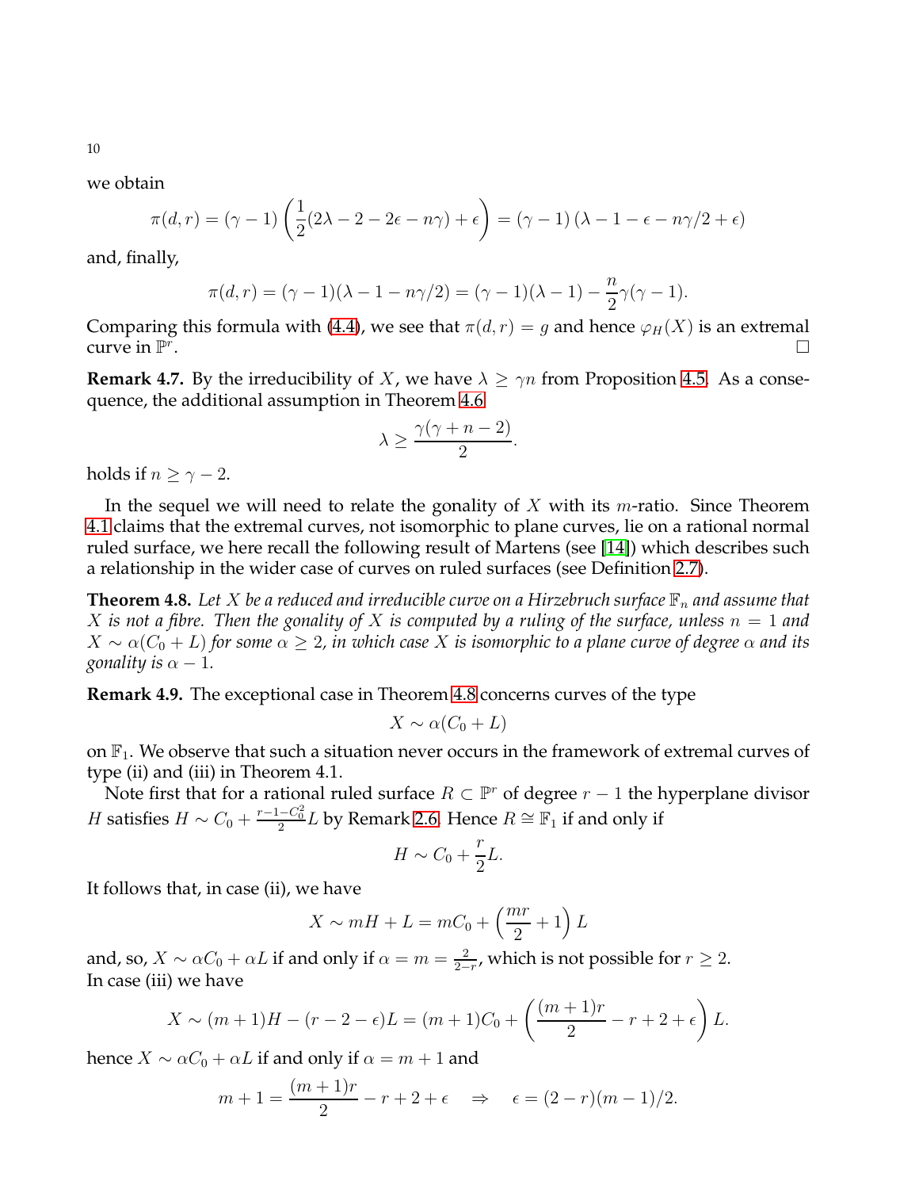we obtain

$$\pi(d,r) = (\gamma - 1)\left(\frac{1}{2}(2\lambda - 2 - 2\epsilon - n\gamma) + \epsilon\right) = (\gamma - 1)\left(\lambda - 1 - \epsilon - n\gamma/2 + \epsilon\right)$$

and, finally,

$$\pi(d,r) = (\gamma - 1)(\lambda - 1 - n\gamma/2) = (\gamma - 1)(\lambda - 1) - \frac{n}{2}\gamma(\gamma - 1).$$

Comparing this formula with (4.4), we see that $\pi(d,r) = g$ and hence $\varphi_H(X)$ is an extremal curve in $\mathbb{P}^r$. □

**Remark 4.7.** By the irreducibility of $X$, we have $\lambda \geq \gamma n$ from Proposition 4.5. As a consequence, the additional assumption in Theorem 4.6

$$\lambda \geq \frac{\gamma(\gamma + n - 2)}{2}.$$

holds if $n \geq \gamma - 2$.

In the sequel we will need to relate the gonality of $X$ with its $m$-ratio. Since Theorem 4.1 claims that the extremal curves, not isomorphic to plane curves, lie on a rational normal ruled surface, we here recall the following result of Martens (see [14]) which describes such a relationship in the wider case of curves on ruled surfaces (see Definition 2.7).

**Theorem 4.8.** *Let $X$ be a reduced and irreducible curve on a Hirzebruch surface $\mathbb{F}_n$ and assume that $X$ is not a fibre. Then the gonality of $X$ is computed by a ruling of the surface, unless $n = 1$ and $X \sim \alpha(C_0 + L)$ for some $\alpha \geq 2$, in which case $X$ is isomorphic to a plane curve of degree $\alpha$ and its gonality is $\alpha - 1$.*

**Remark 4.9.** The exceptional case in Theorem 4.8 concerns curves of the type

$$X \sim \alpha(C_0 + L)$$

on $\mathbb{F}_1$. We observe that such a situation never occurs in the framework of extremal curves of type (ii) and (iii) in Theorem 4.1.

Note first that for a rational ruled surface $R \subset \mathbb{P}^r$ of degree $r - 1$ the hyperplane divisor $H$ satisfies $H \sim C_0 + \frac{r-1-C_0^2}{2}L$ by Remark 2.6. Hence $R \cong \mathbb{F}_1$ if and only if

$$H \sim C_0 + \frac{r}{2}L.$$

It follows that, in case (ii), we have

$$X \sim mH + L = mC_0 + \left(\frac{mr}{2} + 1\right)L$$

and, so, $X \sim \alpha C_0 + \alpha L$ if and only if $\alpha = m = \frac{2}{2-r}$, which is not possible for $r \geq 2$.
In case (iii) we have

$$X \sim (m+1)H - (r - 2 - \epsilon)L = (m+1)C_0 + \left(\frac{(m+1)r}{2} - r + 2 + \epsilon\right)L.$$

hence $X \sim \alpha C_0 + \alpha L$ if and only if $\alpha = m + 1$ and

$$m + 1 = \frac{(m+1)r}{2} - r + 2 + \epsilon \quad \Rightarrow \quad \epsilon = (2 - r)(m - 1)/2.$$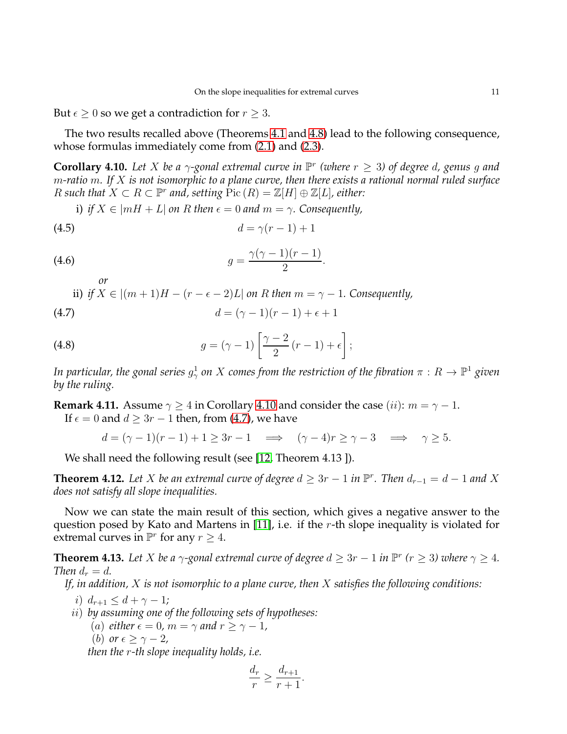But $\epsilon \geq 0$ so we get a contradiction for $r \geq 3$.

The two results recalled above (Theorems 4.1 and 4.8) lead to the following consequence, whose formulas immediately come from (2.1) and (2.3).

**Corollary 4.10.** *Let $X$ be a $\gamma$-gonal extremal curve in $\mathbb{P}^r$ (where $r \geq 3$) of degree $d$, genus $g$ and $m$-ratio $m$. If $X$ is not isomorphic to a plane curve, then there exists a rational normal ruled surface $R$ such that $X \subset R \subset \mathbb{P}^r$ and, setting $\mathrm{Pic}\,(R) = \mathbb{Z}[H] \oplus \mathbb{Z}[L]$, either:*

i) *if $X \in |mH + L|$ on $R$ then $\epsilon = 0$ and $m = \gamma$. Consequently,*

$$d = \gamma(r-1) + 1 \tag{4.5}$$

$$g = \frac{\gamma(\gamma-1)(r-1)}{2}. \tag{4.6}$$

*or*

ii) *if $X \in |(m+1)H - (r - \epsilon - 2)L|$ on $R$ then $m = \gamma - 1$. Consequently,*

$$d = (\gamma-1)(r-1) + \epsilon + 1 \tag{4.7}$$

$$g = (\gamma-1)\left[\frac{\gamma-2}{2}(r-1) + \epsilon\right]; \tag{4.8}$$

*In particular, the gonal series $g^1_\gamma$ on $X$ comes from the restriction of the fibration $\pi : R \to \mathbb{P}^1$ given by the ruling.*

**Remark 4.11.** Assume $\gamma \geq 4$ in Corollary 4.10 and consider the case $(ii)$: $m = \gamma - 1$.
If $\epsilon = 0$ and $d \geq 3r - 1$ then, from (4.7), we have

$$d = (\gamma-1)(r-1) + 1 \geq 3r - 1 \quad \Longrightarrow \quad (\gamma - 4)r \geq \gamma - 3 \quad \Longrightarrow \quad \gamma \geq 5.$$

We shall need the following result (see [12, Theorem 4.13 ]).

**Theorem 4.12.** *Let $X$ be an extremal curve of degree $d \geq 3r - 1$ in $\mathbb{P}^r$. Then $d_{r-1} = d - 1$ and $X$ does not satisfy all slope inequalities.*

Now we can state the main result of this section, which gives a negative answer to the question posed by Kato and Martens in [11], i.e. if the $r$-th slope inequality is violated for extremal curves in $\mathbb{P}^r$ for any $r \geq 4$.

**Theorem 4.13.** *Let $X$ be a $\gamma$-gonal extremal curve of degree $d \geq 3r - 1$ in $\mathbb{P}^r$ ($r \geq 3$) where $\gamma \geq 4$. Then $d_r = d$.*

*If, in addition, $X$ is not isomorphic to a plane curve, then $X$ satisfies the following conditions:*

$i)$ *$d_{r+1} \leq d + \gamma - 1$;*

$ii)$ *by assuming one of the following sets of hypotheses:*

  $(a)$ *either $\epsilon = 0$, $m = \gamma$ and $r \geq \gamma - 1$,*

  $(b)$ *or $\epsilon \geq \gamma - 2$,*

*then the $r$-th slope inequality holds, i.e.*

$$\frac{d_r}{r} \geq \frac{d_{r+1}}{r+1}.$$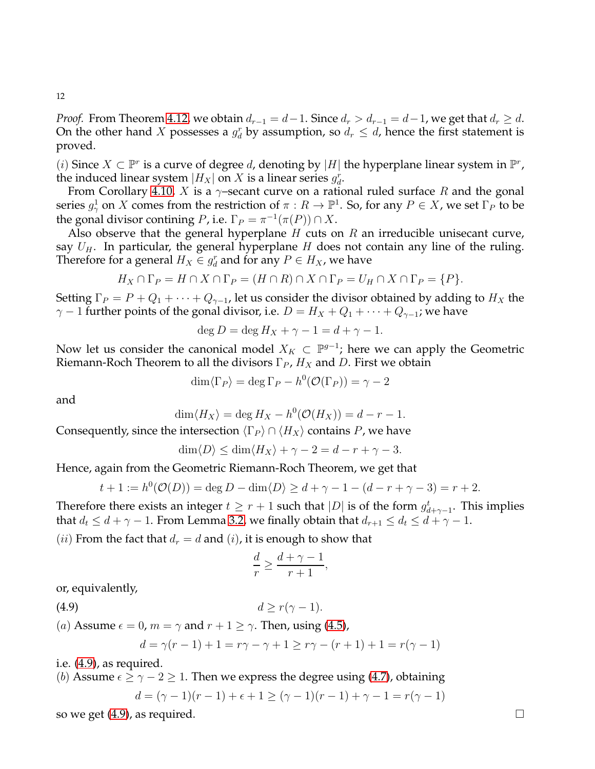*Proof.* From Theorem 4.12, we obtain $d_{r-1} = d-1$. Since $d_r > d_{r-1} = d-1$, we get that $d_r \geq d$. On the other hand $X$ possesses a $g^r_d$ by assumption, so $d_r \leq d$, hence the first statement is proved.

$(i)$ Since $X \subset \mathbb{P}^r$ is a curve of degree $d$, denoting by $|H|$ the hyperplane linear system in $\mathbb{P}^r$, the induced linear system $|H_X|$ on $X$ is a linear series $g^r_d$.

From Corollary 4.10, $X$ is a $\gamma$–secant curve on a rational ruled surface $R$ and the gonal series $g^1_\gamma$ on $X$ comes from the restriction of $\pi : R \to \mathbb{P}^1$. So, for any $P \in X$, we set $\Gamma_P$ to be the gonal divisor contining $P$, i.e. $\Gamma_P = \pi^{-1}(\pi(P)) \cap X$.

Also observe that the general hyperplane $H$ cuts on $R$ an irreducible unisecant curve, say $U_H$. In particular, the general hyperplane $H$ does not contain any line of the ruling. Therefore for a general $H_X \in g^r_d$ and for any $P \in H_X$, we have

$$H_X \cap \Gamma_P = H \cap X \cap \Gamma_P = (H \cap R) \cap X \cap \Gamma_P = U_H \cap X \cap \Gamma_P = \{P\}.$$

Setting $\Gamma_P = P + Q_1 + \cdots + Q_{\gamma-1}$, let us consider the divisor obtained by adding to $H_X$ the $\gamma - 1$ further points of the gonal divisor, i.e. $D = H_X + Q_1 + \cdots + Q_{\gamma-1}$; we have

$$\deg D = \deg H_X + \gamma - 1 = d + \gamma - 1.$$

Now let us consider the canonical model $X_K \subset \mathbb{P}^{g-1}$; here we can apply the Geometric Riemann-Roch Theorem to all the divisors $\Gamma_P$, $H_X$ and $D$. First we obtain

$$\dim\langle\Gamma_P\rangle = \deg \Gamma_P - h^0(\mathcal{O}(\Gamma_P)) = \gamma - 2$$

and

$$\dim\langle H_X\rangle = \deg H_X - h^0(\mathcal{O}(H_X)) = d - r - 1.$$

Consequently, since the intersection $\langle\Gamma_P\rangle \cap \langle H_X\rangle$ contains $P$, we have

$$\dim\langle D\rangle \leq \dim\langle H_X\rangle + \gamma - 2 = d - r + \gamma - 3.$$

Hence, again from the Geometric Riemann-Roch Theorem, we get that

$$t + 1 := h^0(\mathcal{O}(D)) = \deg D - \dim\langle D\rangle \geq d + \gamma - 1 - (d - r + \gamma - 3) = r + 2.$$

Therefore there exists an integer $t \geq r + 1$ such that $|D|$ is of the form $g^t_{d+\gamma-1}$. This implies that $d_t \leq d + \gamma - 1$. From Lemma 3.2, we finally obtain that $d_{r+1} \leq d_t \leq d + \gamma - 1$.

$(ii)$ From the fact that $d_r = d$ and $(i)$, it is enough to show that

$$\frac{d}{r} \geq \frac{d + \gamma - 1}{r + 1},$$

or, equivalently,

$$d \geq r(\gamma - 1). \tag{4.9}$$

$(a)$ Assume $\epsilon = 0$, $m = \gamma$ and $r + 1 \geq \gamma$. Then, using (4.5),

$$d = \gamma(r-1) + 1 = r\gamma - \gamma + 1 \geq r\gamma - (r+1) + 1 = r(\gamma - 1)$$

i.e. (4.9), as required.

$(b)$ Assume $\epsilon \geq \gamma - 2 \geq 1$. Then we express the degree using (4.7), obtaining

$$d = (\gamma - 1)(r - 1) + \epsilon + 1 \geq (\gamma - 1)(r - 1) + \gamma - 1 = r(\gamma - 1)$$

so we get (4.9), as required. $\square$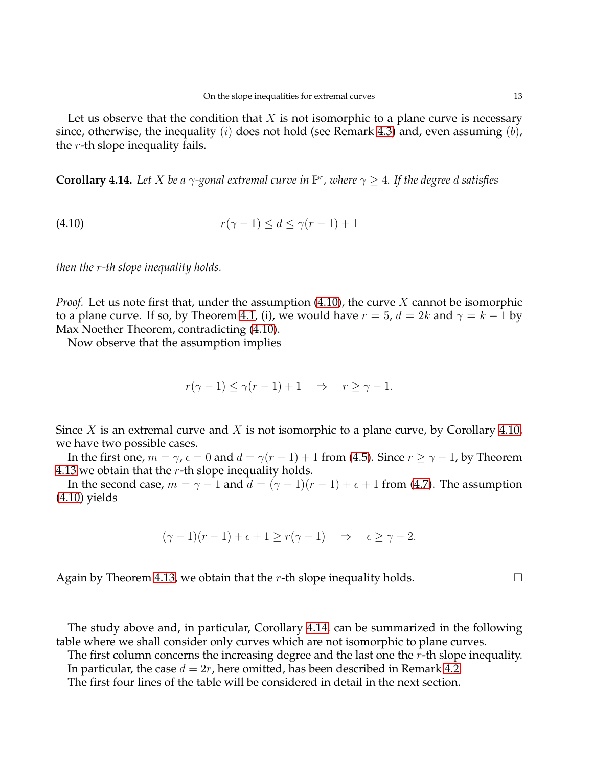Let us observe that the condition that $X$ is not isomorphic to a plane curve is necessary since, otherwise, the inequality $(i)$ does not hold (see Remark 4.3) and, even assuming $(b)$, the $r$-th slope inequality fails.

**Corollary 4.14.** *Let $X$ be a $\gamma$-gonal extremal curve in $\mathbb{P}^r$, where $\gamma \geq 4$. If the degree $d$ satisfies*

$$r(\gamma - 1) \leq d \leq \gamma(r - 1) + 1 \tag{4.10}$$

*then the $r$-th slope inequality holds.*

*Proof.* Let us note first that, under the assumption (4.10), the curve $X$ cannot be isomorphic to a plane curve. If so, by Theorem 4.1, (i), we would have $r = 5$, $d = 2k$ and $\gamma = k - 1$ by Max Noether Theorem, contradicting (4.10).

Now observe that the assumption implies

$$r(\gamma - 1) \leq \gamma(r - 1) + 1 \quad \Rightarrow \quad r \geq \gamma - 1.$$

Since $X$ is an extremal curve and $X$ is not isomorphic to a plane curve, by Corollary 4.10, we have two possible cases.

In the first one, $m = \gamma$, $\epsilon = 0$ and $d = \gamma(r - 1) + 1$ from (4.5). Since $r \geq \gamma - 1$, by Theorem 4.13 we obtain that the $r$-th slope inequality holds.

In the second case, $m = \gamma - 1$ and $d = (\gamma - 1)(r - 1) + \epsilon + 1$ from (4.7). The assumption (4.10) yields

$$(\gamma - 1)(r - 1) + \epsilon + 1 \geq r(\gamma - 1) \quad \Rightarrow \quad \epsilon \geq \gamma - 2.$$

Again by Theorem 4.13, we obtain that the $r$-th slope inequality holds. $\square$

The study above and, in particular, Corollary 4.14, can be summarized in the following table where we shall consider only curves which are not isomorphic to plane curves.

The first column concerns the increasing degree and the last one the $r$-th slope inequality. In particular, the case $d = 2r$, here omitted, has been described in Remark 4.2.

The first four lines of the table will be considered in detail in the next section.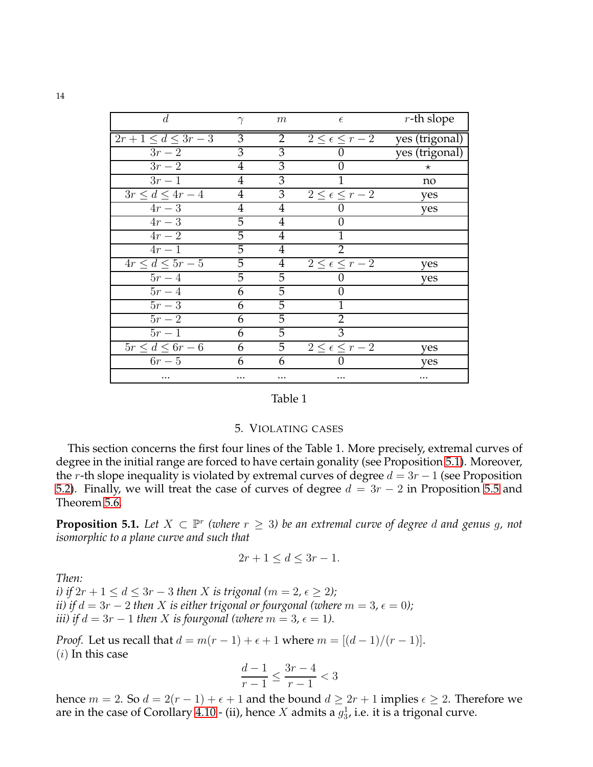| $d$ | $\gamma$ | $m$ | $\epsilon$ | $r$-th slope |
|---|---|---|---|---|
| $2r+1 \leq d \leq 3r-3$ | 3 | 2 | $2 \leq \epsilon \leq r-2$ | yes (trigonal) |
| $3r-2$ | 3 | 3 | 0 | yes (trigonal) |
| $3r-2$ | 4 | 3 | 0 | $\star$ |
| $3r-1$ | 4 | 3 | 1 | no |
| $3r \leq d \leq 4r-4$ | 4 | 3 | $2 \leq \epsilon \leq r-2$ | yes |
| $4r-3$ | 4 | 4 | 0 | yes |
| $4r-3$ | 5 | 4 | 0 | |
| $4r-2$ | 5 | 4 | 1 | |
| $4r-1$ | 5 | 4 | 2 | |
| $4r \leq d \leq 5r-5$ | 5 | 4 | $2 \leq \epsilon \leq r-2$ | yes |
| $5r-4$ | 5 | 5 | 0 | yes |
| $5r-4$ | 6 | 5 | 0 | |
| $5r-3$ | 6 | 5 | 1 | |
| $5r-2$ | 6 | 5 | 2 | |
| $5r-1$ | 6 | 5 | 3 | |
| $5r \leq d \leq 6r-6$ | 6 | 5 | $2 \leq \epsilon \leq r-2$ | yes |
| $6r-5$ | 6 | 6 | 0 | yes |
| ... | ... | ... | ... | ... |

Table 1

## 5. Violating cases

This section concerns the first four lines of the Table 1. More precisely, extremal curves of degree in the initial range are forced to have certain gonality (see Proposition 5.1). Moreover, the $r$-th slope inequality is violated by extremal curves of degree $d = 3r-1$ (see Proposition 5.2). Finally, we will treat the case of curves of degree $d = 3r-2$ in Proposition 5.5 and Theorem 5.6.

**Proposition 5.1.** *Let $X \subset \mathbb{P}^r$ (where $r \geq 3$) be an extremal curve of degree $d$ and genus $g$, not isomorphic to a plane curve and such that*

$$2r+1 \leq d \leq 3r-1.$$

*Then:*
*i) if $2r+1 \leq d \leq 3r-3$ then $X$ is trigonal ($m=2$, $\epsilon \geq 2$);*
*ii) if $d = 3r-2$ then $X$ is either trigonal or fourgonal (where $m=3$, $\epsilon = 0$);*
*iii) if $d = 3r-1$ then $X$ is fourgonal (where $m=3$, $\epsilon = 1$).*

*Proof.* Let us recall that $d = m(r-1)+\epsilon+1$ where $m = [(d-1)/(r-1)]$.
$(i)$ In this case

$$\frac{d-1}{r-1} \leq \frac{3r-4}{r-1} < 3$$

hence $m = 2$. So $d = 2(r-1)+\epsilon+1$ and the bound $d \geq 2r+1$ implies $\epsilon \geq 2$. Therefore we are in the case of Corollary 4.10 - (ii), hence $X$ admits a $g^1_3$, i.e. it is a trigonal curve.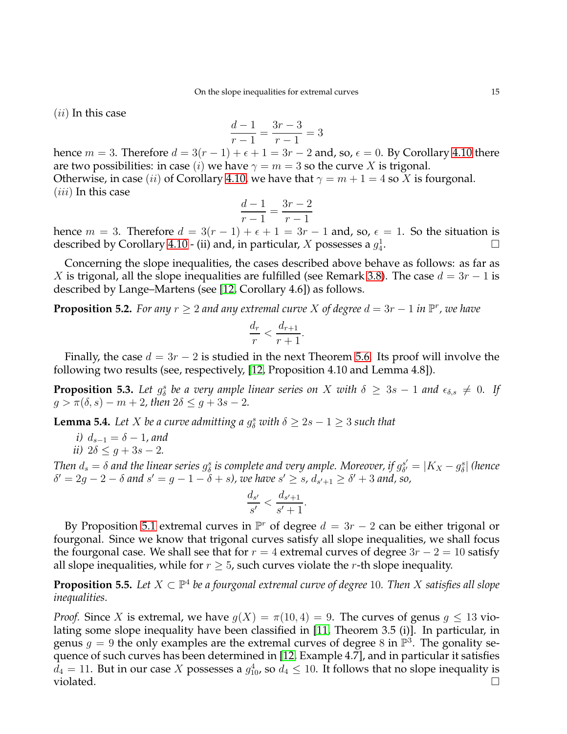$(ii)$ In this case

$$\frac{d-1}{r-1} = \frac{3r-3}{r-1} = 3$$

hence $m = 3$. Therefore $d = 3(r-1) + \epsilon + 1 = 3r - 2$ and, so, $\epsilon = 0$. By Corollary 4.10 there are two possibilities: in case $(i)$ we have $\gamma = m = 3$ so the curve $X$ is trigonal.
Otherwise, in case $(ii)$ of Corollary 4.10, we have that $\gamma = m + 1 = 4$ so $X$ is fourgonal.
$(iii)$ In this case

$$\frac{d-1}{r-1} = \frac{3r-2}{r-1}$$

hence $m = 3$. Therefore $d = 3(r-1) + \epsilon + 1 = 3r - 1$ and, so, $\epsilon = 1$. So the situation is described by Corollary 4.10 - (ii) and, in particular, $X$ possesses a $g^1_4$. □

Concerning the slope inequalities, the cases described above behave as follows: as far as $X$ is trigonal, all the slope inequalities are fulfilled (see Remark 3.8). The case $d = 3r - 1$ is described by Lange–Martens (see [12, Corollary 4.6]) as follows.

**Proposition 5.2.** *For any $r \geq 2$ and any extremal curve $X$ of degree $d = 3r - 1$ in $\mathbb{P}^r$, we have*

$$\frac{d_r}{r} < \frac{d_{r+1}}{r+1}.$$

Finally, the case $d = 3r - 2$ is studied in the next Theorem 5.6. Its proof will involve the following two results (see, respectively, [12, Proposition 4.10 and Lemma 4.8]).

**Proposition 5.3.** *Let $g^s_\delta$ be a very ample linear series on $X$ with $\delta \geq 3s - 1$ and $\epsilon_{\delta,s} \neq 0$. If $g > \pi(\delta, s) - m + 2$, then $2\delta \leq g + 3s - 2$.*

**Lemma 5.4.** *Let $X$ be a curve admitting a $g^s_\delta$ with $\delta \geq 2s - 1 \geq 3$ such that*

- *i) $d_{s-1} = \delta - 1$, and*
- *ii) $2\delta \leq g + 3s - 2$.*

*Then $d_s = \delta$ and the linear series $g^s_\delta$ is complete and very ample. Moreover, if $g^{s'}_{\delta'} = |K_X - g^s_\delta|$ (hence $\delta' = 2g - 2 - \delta$ and $s' = g - 1 - \delta + s$), we have $s' \geq s$, $d_{s'+1} \geq \delta' + 3$ and, so,*

$$\frac{d_{s'}}{s'} < \frac{d_{s'+1}}{s'+1}.$$

By Proposition 5.1 extremal curves in $\mathbb{P}^r$ of degree $d = 3r - 2$ can be either trigonal or fourgonal. Since we know that trigonal curves satisfy all slope inequalities, we shall focus the fourgonal case. We shall see that for $r = 4$ extremal curves of degree $3r - 2 = 10$ satisfy all slope inequalities, while for $r \geq 5$, such curves violate the $r$-th slope inequality.

**Proposition 5.5.** *Let $X \subset \mathbb{P}^4$ be a fourgonal extremal curve of degree 10. Then $X$ satisfies all slope inequalities.*

*Proof.* Since $X$ is extremal, we have $g(X) = \pi(10, 4) = 9$. The curves of genus $g \leq 13$ violating some slope inequality have been classified in [11, Theorem 3.5 (i)]. In particular, in genus $g = 9$ the only examples are the extremal curves of degree 8 in $\mathbb{P}^3$. The gonality sequence of such curves has been determined in [12, Example 4.7], and in particular it satisfies $d_4 = 11$. But in our case $X$ possesses a $g^4_{10}$, so $d_4 \leq 10$. It follows that no slope inequality is violated. □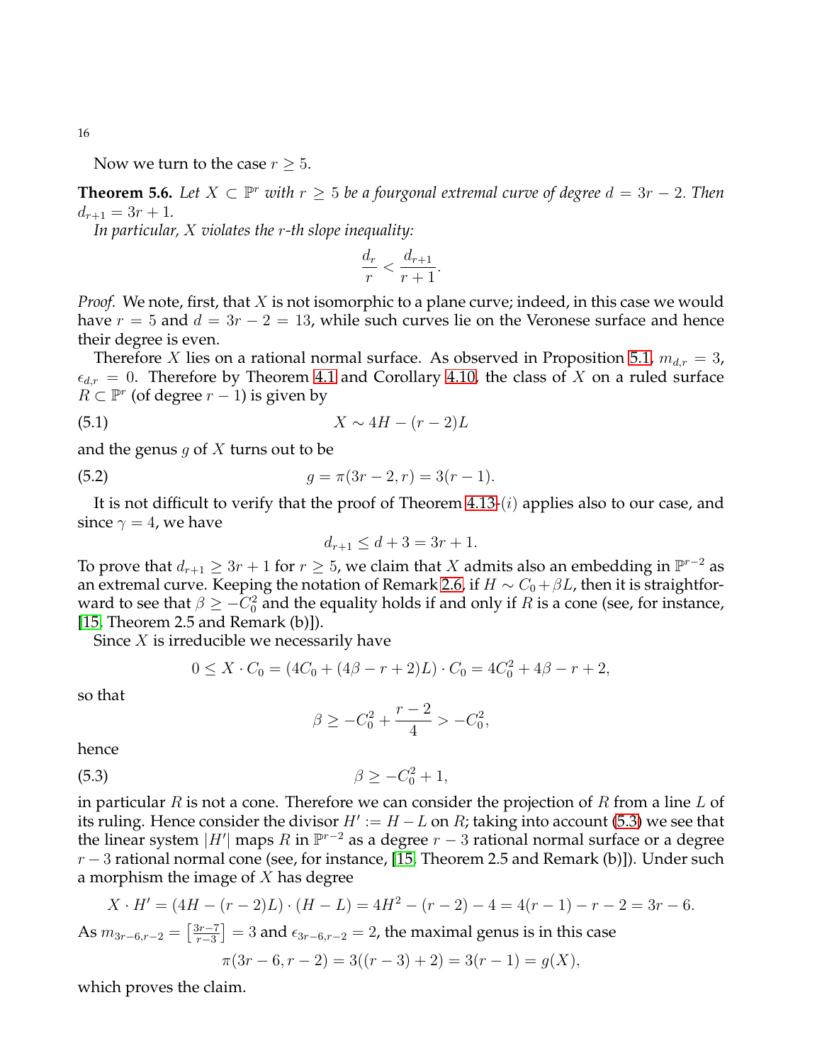Now we turn to the case $r \geq 5$.

**Theorem 5.6.** *Let $X \subset \mathbb{P}^r$ with $r \geq 5$ be a fourgonal extremal curve of degree $d = 3r-2$. Then $d_{r+1} = 3r+1$.*

*In particular, $X$ violates the $r$-th slope inequality:*

$$\frac{d_r}{r} < \frac{d_{r+1}}{r+1}.$$

*Proof.* We note, first, that $X$ is not isomorphic to a plane curve; indeed, in this case we would have $r = 5$ and $d = 3r - 2 = 13$, while such curves lie on the Veronese surface and hence their degree is even.

Therefore $X$ lies on a rational normal surface. As observed in Proposition 5.1, $m_{d,r} = 3$, $\epsilon_{d,r} = 0$. Therefore by Theorem 4.1 and Corollary 4.10, the class of $X$ on a ruled surface $R \subset \mathbb{P}^r$ (of degree $r-1$) is given by

$$X \sim 4H - (r-2)L \tag{5.1}$$

and the genus $g$ of $X$ turns out to be

$$g = \pi(3r-2, r) = 3(r-1). \tag{5.2}$$

It is not difficult to verify that the proof of Theorem 4.13-$(i)$ applies also to our case, and since $\gamma = 4$, we have

$$d_{r+1} \leq d + 3 = 3r + 1.$$

To prove that $d_{r+1} \geq 3r+1$ for $r \geq 5$, we claim that $X$ admits also an embedding in $\mathbb{P}^{r-2}$ as an extremal curve. Keeping the notation of Remark 2.6, if $H \sim C_0 + \beta L$, then it is straightforward to see that $\beta \geq -C_0^2$ and the equality holds if and only if $R$ is a cone (see, for instance, [15, Theorem 2.5 and Remark (b)]).

Since $X$ is irreducible we necessarily have

$$0 \leq X \cdot C_0 = (4C_0 + (4\beta - r + 2)L) \cdot C_0 = 4C_0^2 + 4\beta - r + 2,$$

so that

$$\beta \geq -C_0^2 + \frac{r-2}{4} > -C_0^2,$$

hence

$$\beta \geq -C_0^2 + 1, \tag{5.3}$$

in particular $R$ is not a cone. Therefore we can consider the projection of $R$ from a line $L$ of its ruling. Hence consider the divisor $H' := H - L$ on $R$; taking into account (5.3) we see that the linear system $|H'|$ maps $R$ in $\mathbb{P}^{r-2}$ as a degree $r-3$ rational normal surface or a degree $r-3$ rational normal cone (see, for instance, [15, Theorem 2.5 and Remark (b)]). Under such a morphism the image of $X$ has degree

$$X \cdot H' = (4H - (r-2)L) \cdot (H - L) = 4H^2 - (r-2) - 4 = 4(r-1) - r - 2 = 3r - 6.$$

As $m_{3r-6,r-2} = \left[\frac{3r-7}{r-3}\right] = 3$ and $\epsilon_{3r-6,r-2} = 2$, the maximal genus is in this case

$$\pi(3r-6, r-2) = 3((r-3)+2) = 3(r-1) = g(X),$$

which proves the claim.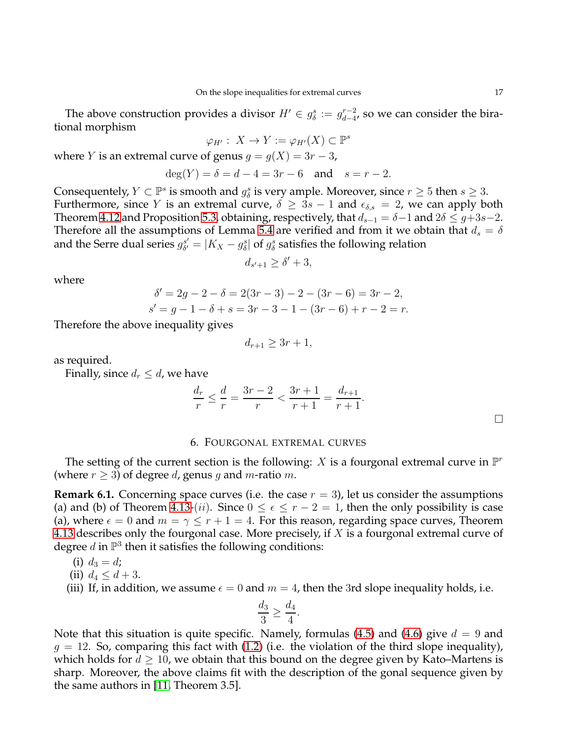The above construction provides a divisor $H' \in g^s_\delta := g^{r-2}_{d-4}$, so we can consider the birational morphism

$$\varphi_{H'}: \ X \to Y := \varphi_{H'}(X) \subset \mathbb{P}^s$$

where $Y$ is an extremal curve of genus $g = g(X) = 3r - 3$,

$$\deg(Y) = \delta = d - 4 = 3r - 6 \quad \text{and} \quad s = r - 2.$$

Consequently, $Y \subset \mathbb{P}^s$ is smooth and $g^s_\delta$ is very ample. Moreover, since $r \geq 5$ then $s \geq 3$. Furthermore, since $Y$ is an extremal curve, $\delta \geq 3s - 1$ and $\epsilon_{\delta,s} = 2$, we can apply both Theorem 4.12 and Proposition 5.3, obtaining, respectively, that $d_{s-1} = \delta - 1$ and $2\delta \leq g + 3s - 2$. Therefore all the assumptions of Lemma 5.4 are verified and from it we obtain that $d_s = \delta$ and the Serre dual series $g^{s'}_{\delta'} = |K_X - g^s_\delta|$ of $g^s_\delta$ satisfies the following relation

$$d_{s'+1} \geq \delta' + 3,$$

where

$$\delta' = 2g - 2 - \delta = 2(3r - 3) - 2 - (3r - 6) = 3r - 2,$$
$$s' = g - 1 - \delta + s = 3r - 3 - 1 - (3r - 6) + r - 2 = r.$$

Therefore the above inequality gives

$$d_{r+1} \geq 3r + 1,$$

as required.

Finally, since $d_r \leq d$, we have

$$\frac{d_r}{r} \leq \frac{d}{r} = \frac{3r-2}{r} < \frac{3r+1}{r+1} = \frac{d_{r+1}}{r+1}.$$

□

## 6. Fourgonal extremal curves

The setting of the current section is the following: $X$ is a fourgonal extremal curve in $\mathbb{P}^r$ (where $r \geq 3$) of degree $d$, genus $g$ and $m$-ratio $m$.

**Remark 6.1.** Concerning space curves (i.e. the case $r = 3$), let us consider the assumptions (a) and (b) of Theorem 4.13-$(ii)$. Since $0 \leq \epsilon \leq r - 2 = 1$, then the only possibility is case (a), where $\epsilon = 0$ and $m = \gamma \leq r + 1 = 4$. For this reason, regarding space curves, Theorem 4.13 describes only the fourgonal case. More precisely, if $X$ is a fourgonal extremal curve of degree $d$ in $\mathbb{P}^3$ then it satisfies the following conditions:

(i) $d_3 = d$;
(ii) $d_4 \leq d + 3$.
(iii) If, in addition, we assume $\epsilon = 0$ and $m = 4$, then the 3rd slope inequality holds, i.e.

$$\frac{d_3}{3} \geq \frac{d_4}{4}.$$

Note that this situation is quite specific. Namely, formulas (4.5) and (4.6) give $d = 9$ and $g = 12$. So, comparing this fact with (1.2) (i.e. the violation of the third slope inequality), which holds for $d \geq 10$, we obtain that this bound on the degree given by Kato–Martens is sharp. Moreover, the above claims fit with the description of the gonal sequence given by the same authors in [11, Theorem 3.5].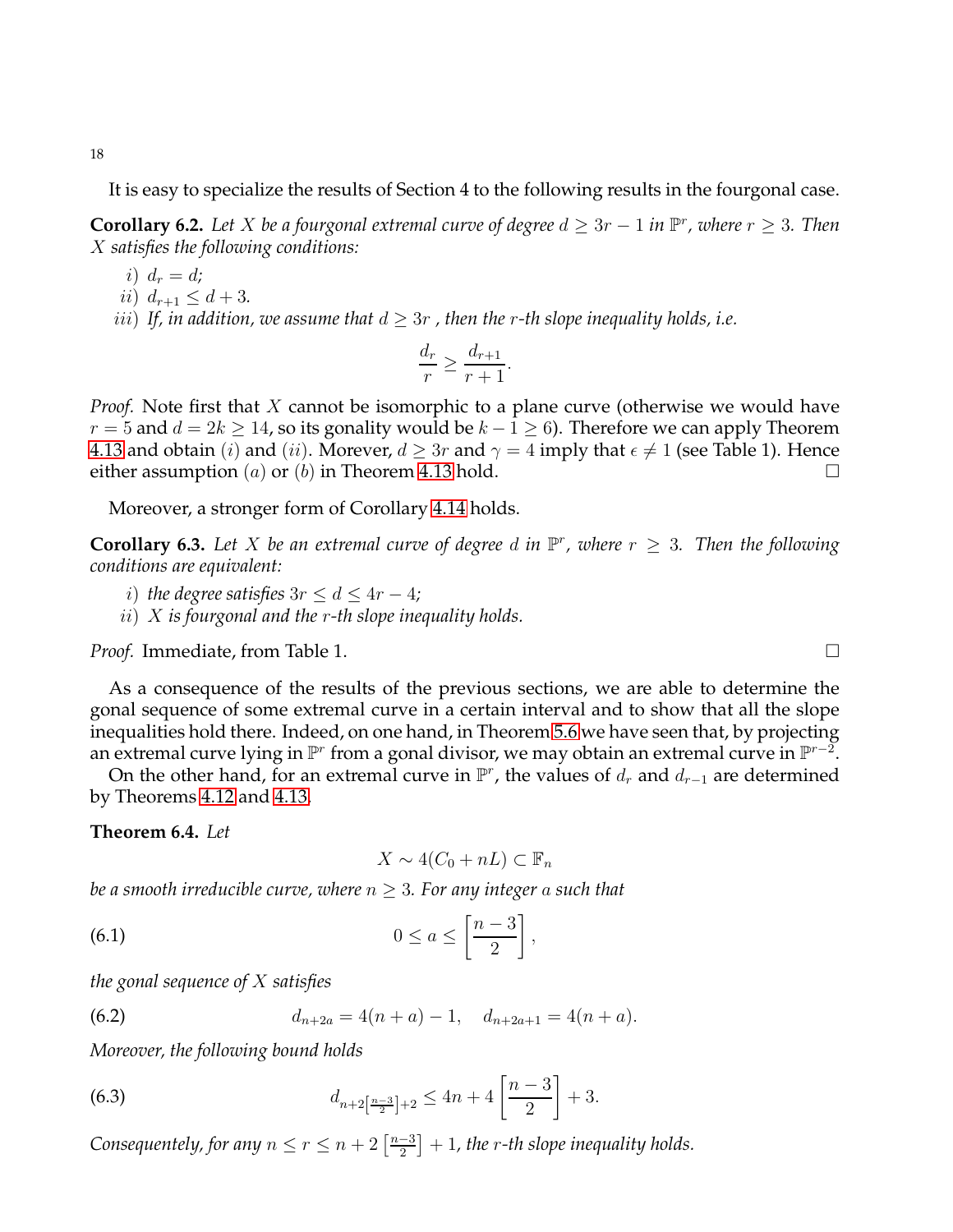It is easy to specialize the results of Section 4 to the following results in the fourgonal case.

**Corollary 6.2.** *Let $X$ be a fourgonal extremal curve of degree $d \geq 3r - 1$ in $\mathbb{P}^r$, where $r \geq 3$. Then $X$ satisfies the following conditions:*

*i)* $d_r = d$;

*ii)* $d_{r+1} \leq d + 3$.

*iii) If, in addition, we assume that $d \geq 3r$ , then the $r$-th slope inequality holds, i.e.*

$$\frac{d_r}{r} \geq \frac{d_{r+1}}{r+1}.$$

*Proof.* Note first that $X$ cannot be isomorphic to a plane curve (otherwise we would have $r = 5$ and $d = 2k \geq 14$, so its gonality would be $k - 1 \geq 6$). Therefore we can apply Theorem 4.13 and obtain $(i)$ and $(ii)$. Morever, $d \geq 3r$ and $\gamma = 4$ imply that $\epsilon \neq 1$ (see Table 1). Hence either assumption $(a)$ or $(b)$ in Theorem 4.13 hold. □

Moreover, a stronger form of Corollary 4.14 holds.

**Corollary 6.3.** *Let $X$ be an extremal curve of degree $d$ in $\mathbb{P}^r$, where $r \geq 3$. Then the following conditions are equivalent:*

*i) the degree satisfies $3r \leq d \leq 4r - 4$;*

*ii) $X$ is fourgonal and the $r$-th slope inequality holds.*

*Proof.* Immediate, from Table 1. □

As a consequence of the results of the previous sections, we are able to determine the gonal sequence of some extremal curve in a certain interval and to show that all the slope inequalities hold there. Indeed, on one hand, in Theorem 5.6 we have seen that, by projecting an extremal curve lying in $\mathbb{P}^r$ from a gonal divisor, we may obtain an extremal curve in $\mathbb{P}^{r-2}$.

On the other hand, for an extremal curve in $\mathbb{P}^r$, the values of $d_r$ and $d_{r-1}$ are determined by Theorems 4.12 and 4.13.

**Theorem 6.4.** *Let*

$$X \sim 4(C_0 + nL) \subset \mathbb{F}_n$$

*be a smooth irreducible curve, where $n \geq 3$. For any integer $a$ such that*

$$0 \leq a \leq \left[\frac{n-3}{2}\right], \tag{6.1}$$

*the gonal sequence of $X$ satisfies*

$$d_{n+2a} = 4(n+a) - 1, \quad d_{n+2a+1} = 4(n+a). \tag{6.2}$$

*Moreover, the following bound holds*

$$d_{n+2\left[\frac{n-3}{2}\right]+2} \leq 4n + 4\left[\frac{n-3}{2}\right] + 3. \tag{6.3}$$

*Consequently, for any $n \leq r \leq n + 2\left[\frac{n-3}{2}\right] + 1$, the $r$-th slope inequality holds.*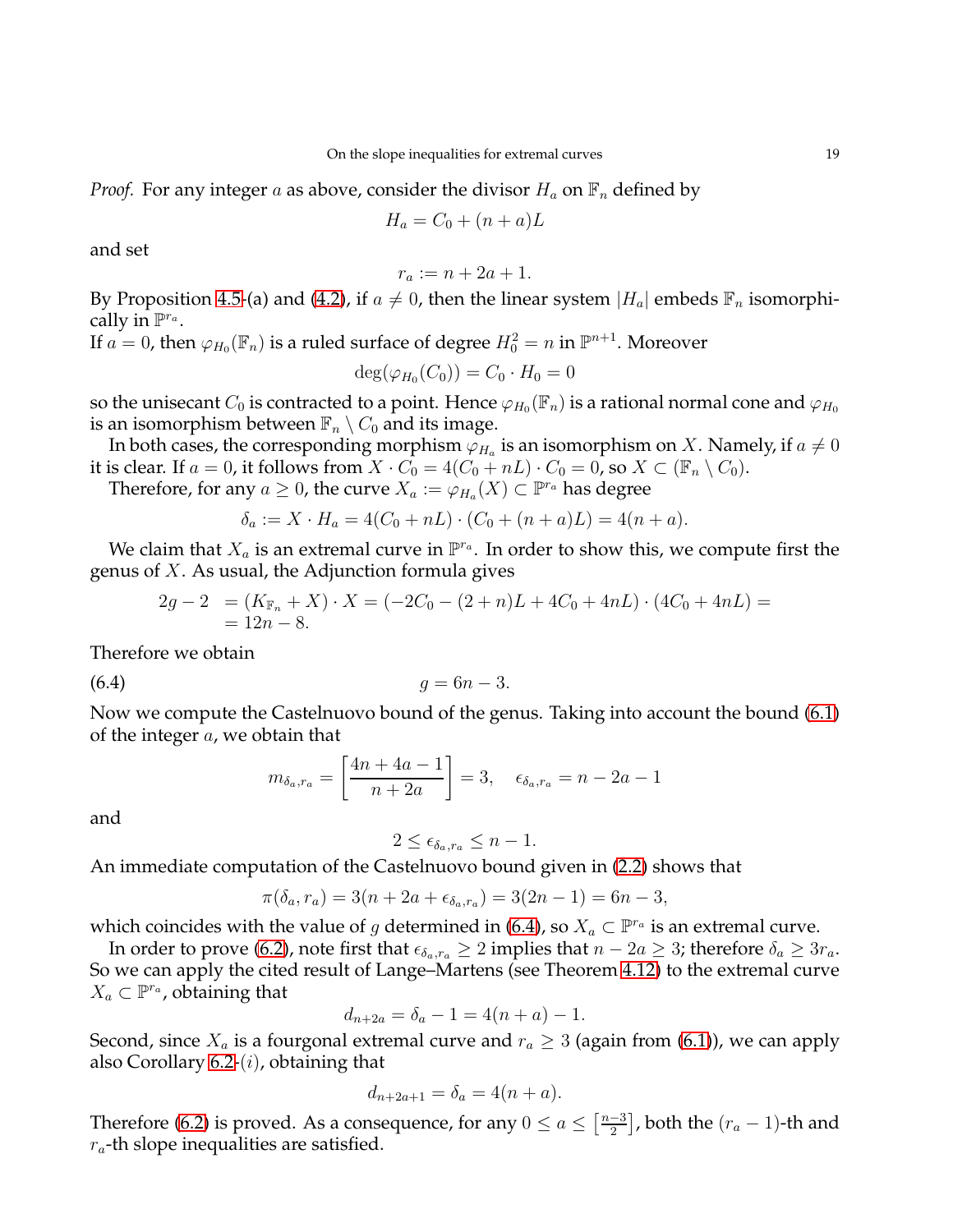*Proof.* For any integer $a$ as above, consider the divisor $H_a$ on $\mathbb{F}_n$ defined by

$$H_a = C_0 + (n+a)L$$

and set

$$r_a := n + 2a + 1.$$

By Proposition 4.5-(a) and (4.2), if $a \neq 0$, then the linear system $|H_a|$ embeds $\mathbb{F}_n$ isomorphically in $\mathbb{P}^{r_a}$.
If $a = 0$, then $\varphi_{H_0}(\mathbb{F}_n)$ is a ruled surface of degree $H_0^2 = n$ in $\mathbb{P}^{n+1}$. Moreover

$$\deg(\varphi_{H_0}(C_0)) = C_0 \cdot H_0 = 0$$

so the unisecant $C_0$ is contracted to a point. Hence $\varphi_{H_0}(\mathbb{F}_n)$ is a rational normal cone and $\varphi_{H_0}$ is an isomorphism between $\mathbb{F}_n \setminus C_0$ and its image.

In both cases, the corresponding morphism $\varphi_{H_a}$ is an isomorphism on $X$. Namely, if $a \neq 0$ it is clear. If $a = 0$, it follows from $X \cdot C_0 = 4(C_0 + nL) \cdot C_0 = 0$, so $X \subset (\mathbb{F}_n \setminus C_0)$.

Therefore, for any $a \geq 0$, the curve $X_a := \varphi_{H_a}(X) \subset \mathbb{P}^{r_a}$ has degree

$$\delta_a := X \cdot H_a = 4(C_0 + nL) \cdot (C_0 + (n+a)L) = 4(n+a).$$

We claim that $X_a$ is an extremal curve in $\mathbb{P}^{r_a}$. In order to show this, we compute first the genus of $X$. As usual, the Adjunction formula gives

$$\begin{aligned} 2g - 2 &= (K_{\mathbb{F}_n} + X) \cdot X = (-2C_0 - (2+n)L + 4C_0 + 4nL) \cdot (4C_0 + 4nL) = \\ &= 12n - 8. \end{aligned}$$

Therefore we obtain

$$g = 6n - 3. \tag{6.4}$$

Now we compute the Castelnuovo bound of the genus. Taking into account the bound (6.1) of the integer $a$, we obtain that

$$m_{\delta_a, r_a} = \left[\frac{4n + 4a - 1}{n + 2a}\right] = 3, \quad \epsilon_{\delta_a, r_a} = n - 2a - 1$$

and

$$2 \leq \epsilon_{\delta_a, r_a} \leq n - 1.$$

An immediate computation of the Castelnuovo bound given in (2.2) shows that

$$\pi(\delta_a, r_a) = 3(n + 2a + \epsilon_{\delta_a, r_a}) = 3(2n - 1) = 6n - 3,$$

which coincides with the value of $g$ determined in (6.4), so $X_a \subset \mathbb{P}^{r_a}$ is an extremal curve.

In order to prove (6.2), note first that $\epsilon_{\delta_a, r_a} \geq 2$ implies that $n - 2a \geq 3$; therefore $\delta_a \geq 3r_a$. So we can apply the cited result of Lange–Martens (see Theorem 4.12) to the extremal curve $X_a \subset \mathbb{P}^{r_a}$, obtaining that

$$d_{n+2a} = \delta_a - 1 = 4(n+a) - 1.$$

Second, since $X_a$ is a fourgonal extremal curve and $r_a \geq 3$ (again from (6.1)), we can apply also Corollary 6.2-$(i)$, obtaining that

$$d_{n+2a+1} = \delta_a = 4(n+a).$$

Therefore (6.2) is proved. As a consequence, for any $0 \leq a \leq \left[\frac{n-3}{2}\right]$, both the $(r_a - 1)$-th and $r_a$-th slope inequalities are satisfied.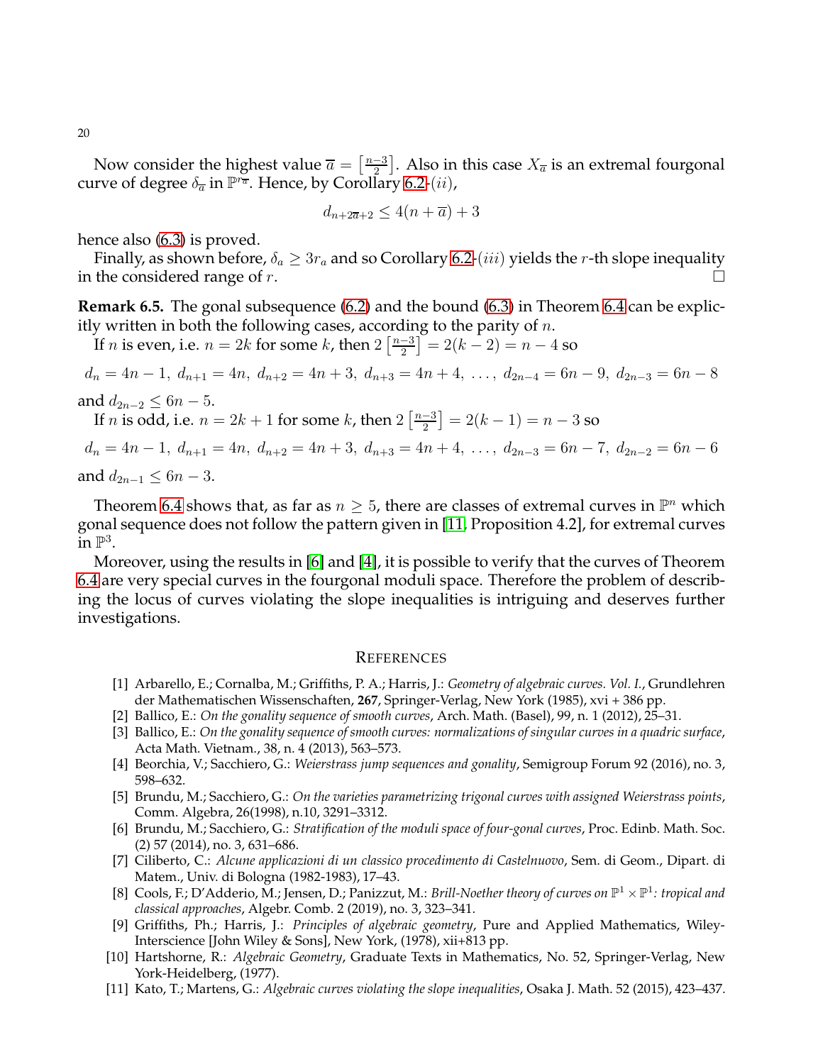Now consider the highest value $\overline{a} = \left[\frac{n-3}{2}\right]$. Also in this case $X_{\overline{a}}$ is an extremal fourgonal curve of degree $\delta_{\overline{a}}$ in $\mathbb{P}^{r_{\overline{a}}}$. Hence, by Corollary 6.2-$(ii)$,

$$d_{n+2\overline{a}+2} \leq 4(n+\overline{a})+3$$

hence also (6.3) is proved.

Finally, as shown before, $\delta_a \geq 3r_a$ and so Corollary 6.2-$(iii)$ yields the $r$-th slope inequality in the considered range of $r$. □

**Remark 6.5.** The gonal subsequence (6.2) and the bound (6.3) in Theorem 6.4 can be explicitly written in both the following cases, according to the parity of $n$.

If $n$ is even, i.e. $n = 2k$ for some $k$, then $2\left[\frac{n-3}{2}\right] = 2(k-2) = n-4$ so

$$d_n = 4n-1,\ d_{n+1} = 4n,\ d_{n+2} = 4n+3,\ d_{n+3} = 4n+4,\ \ldots,\ d_{2n-4} = 6n-9,\ d_{2n-3} = 6n-8$$

and $d_{2n-2} \leq 6n-5$.

If $n$ is odd, i.e. $n = 2k+1$ for some $k$, then $2\left[\frac{n-3}{2}\right] = 2(k-1) = n-3$ so

$$d_n = 4n-1,\ d_{n+1} = 4n,\ d_{n+2} = 4n+3,\ d_{n+3} = 4n+4,\ \ldots,\ d_{2n-3} = 6n-7,\ d_{2n-2} = 6n-6$$

and $d_{2n-1} \leq 6n-3$.

Theorem 6.4 shows that, as far as $n \geq 5$, there are classes of extremal curves in $\mathbb{P}^n$ which gonal sequence does not follow the pattern given in [11, Proposition 4.2], for extremal curves in $\mathbb{P}^3$.

Moreover, using the results in [6] and [4], it is possible to verify that the curves of Theorem 6.4 are very special curves in the fourgonal moduli space. Therefore the problem of describing the locus of curves violating the slope inequalities is intriguing and deserves further investigations.

## References

[1] Arbarello, E.; Cornalba, M.; Griffiths, P. A.; Harris, J.: *Geometry of algebraic curves. Vol. I.*, Grundlehren der Mathematischen Wissenschaften, **267**, Springer-Verlag, New York (1985), xvi + 386 pp.

[2] Ballico, E.: *On the gonality sequence of smooth curves*, Arch. Math. (Basel), 99, n. 1 (2012), 25–31.

[3] Ballico, E.: *On the gonality sequence of smooth curves: normalizations of singular curves in a quadric surface*, Acta Math. Vietnam., 38, n. 4 (2013), 563–573.

[4] Beorchia, V.; Sacchiero, G.: *Weierstrass jump sequences and gonality*, Semigroup Forum 92 (2016), no. 3, 598–632.

[5] Brundu, M.; Sacchiero, G.: *On the varieties parametrizing trigonal curves with assigned Weierstrass points*, Comm. Algebra, 26(1998), n.10, 3291–3312.

[6] Brundu, M.; Sacchiero, G.: *Stratification of the moduli space of four-gonal curves*, Proc. Edinb. Math. Soc. (2) 57 (2014), no. 3, 631–686.

[7] Ciliberto, C.: *Alcune applicazioni di un classico procedimento di Castelnuovo*, Sem. di Geom., Dipart. di Matem., Univ. di Bologna (1982-1983), 17–43.

[8] Cools, F.; D'Adderio, M.; Jensen, D.; Panizzut, M.: *Brill-Noether theory of curves on $\mathbb{P}^1 \times \mathbb{P}^1$: tropical and classical approaches*, Algebr. Comb. 2 (2019), no. 3, 323–341.

[9] Griffiths, Ph.; Harris, J.: *Principles of algebraic geometry*, Pure and Applied Mathematics, Wiley-Interscience [John Wiley & Sons], New York, (1978), xii+813 pp.

[10] Hartshorne, R.: *Algebraic Geometry*, Graduate Texts in Mathematics, No. 52, Springer-Verlag, New York-Heidelberg, (1977).

[11] Kato, T.; Martens, G.: *Algebraic curves violating the slope inequalities*, Osaka J. Math. 52 (2015), 423–437.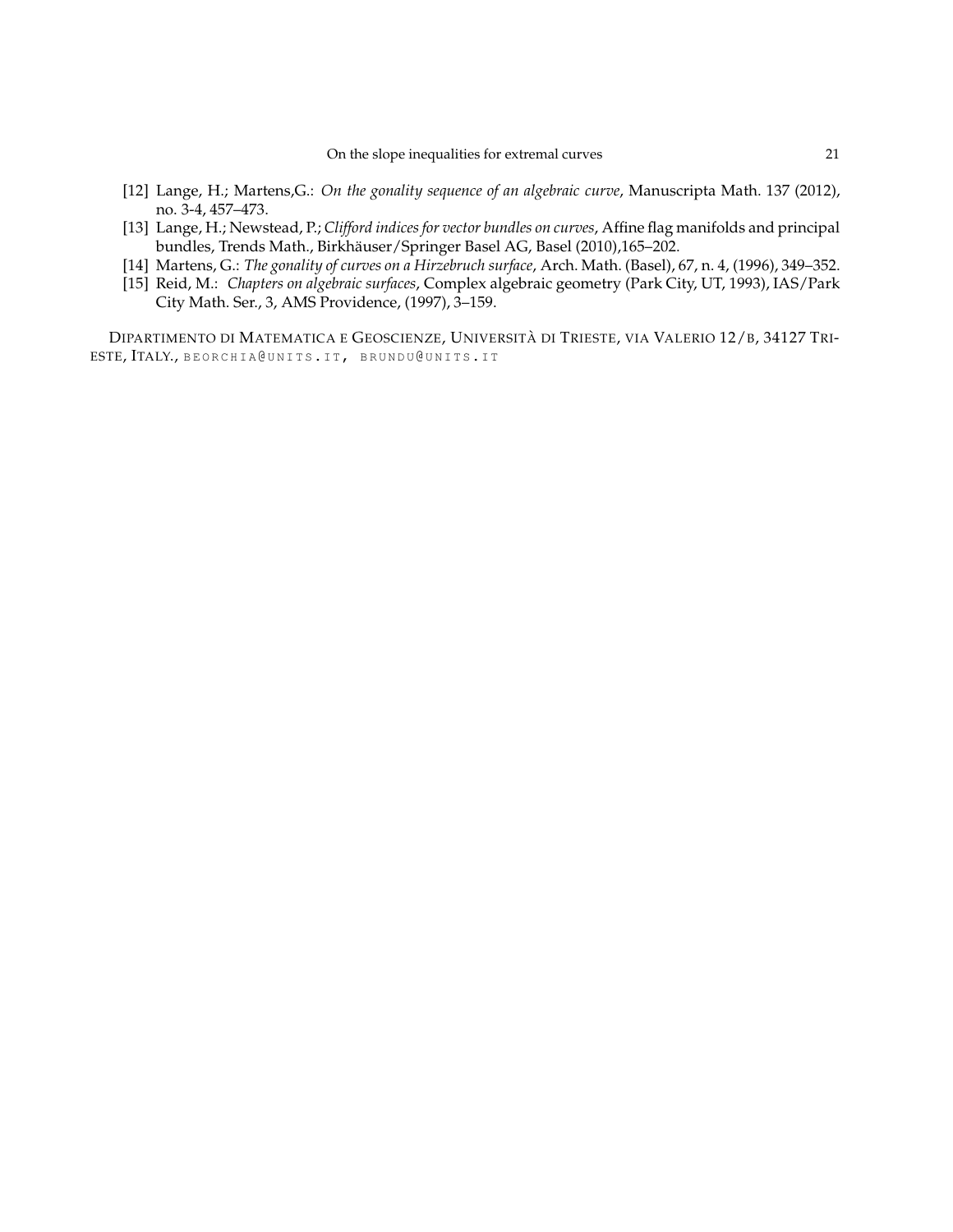[12] Lange, H.; Martens,G.: *On the gonality sequence of an algebraic curve*, Manuscripta Math. 137 (2012), no. 3-4, 457–473.

[13] Lange, H.; Newstead, P.; *Clifford indices for vector bundles on curves*, Affine flag manifolds and principal bundles, Trends Math., Birkhäuser/Springer Basel AG, Basel (2010),165–202.

[14] Martens, G.: *The gonality of curves on a Hirzebruch surface*, Arch. Math. (Basel), 67, n. 4, (1996), 349–352.

[15] Reid, M.: *Chapters on algebraic surfaces*, Complex algebraic geometry (Park City, UT, 1993), IAS/Park City Math. Ser., 3, AMS Providence, (1997), 3–159.

DIPARTIMENTO DI MATEMATICA E GEOSCIENZE, UNIVERSITÀ DI TRIESTE, VIA VALERIO 12/B, 34127 TRIESTE, ITALY., BEORCHIA@UNITS.IT, BRUNDU@UNITS.IT